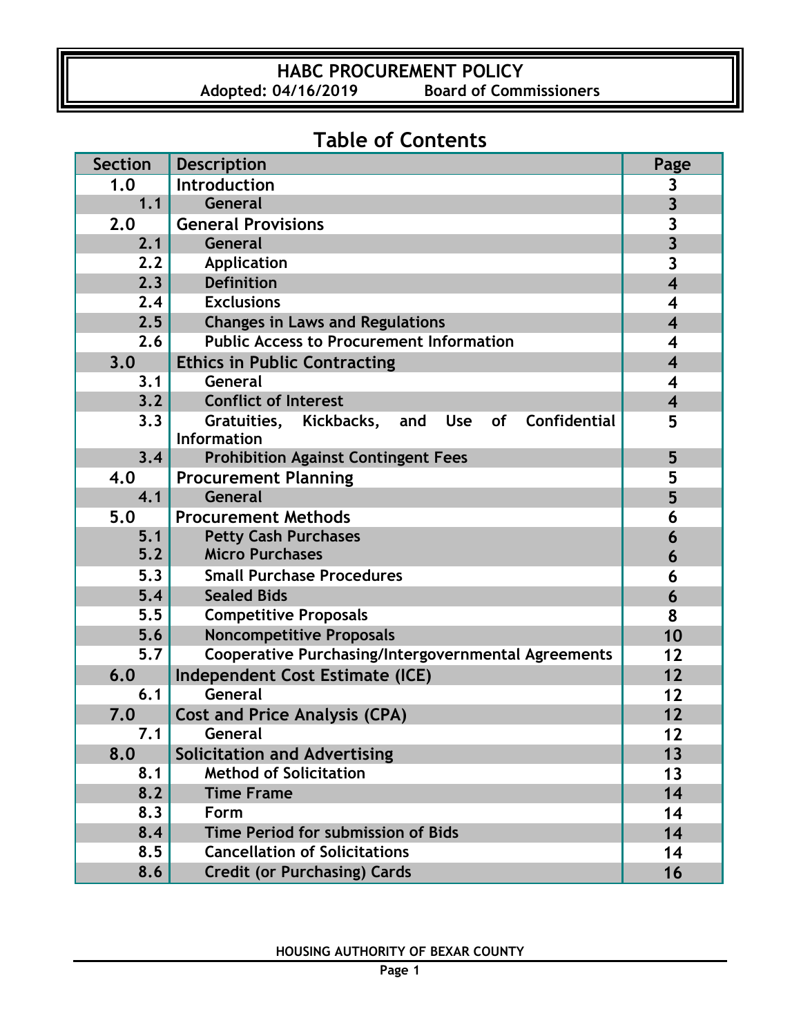# HABC PROCUREMENT POLICY

**Adopted: 04/16/2019 Board of Commissioners**

## Table of Contents

| Section | Description | Page |
|---|---|---|
| 1.0 | Introduction | 3 |
| 1.1 | General | 3 |
| 2.0 | General Provisions | 3 |
| 2.1 | General | 3 |
| 2.2 | Application | 3 |
| 2.3 | Definition | 4 |
| 2.4 | Exclusions | 4 |
| 2.5 | Changes in Laws and Regulations | 4 |
| 2.6 | Public Access to Procurement Information | 4 |
| 3.0 | Ethics in Public Contracting | 4 |
| 3.1 | General | 4 |
| 3.2 | Conflict of Interest | 4 |
| 3.3 | Gratuities, Kickbacks, and Use of Confidential Information | 5 |
| 3.4 | Prohibition Against Contingent Fees | 5 |
| 4.0 | Procurement Planning | 5 |
| 4.1 | General | 5 |
| 5.0 | Procurement Methods | 6 |
| 5.1 | Petty Cash Purchases | 6 |
| 5.2 | Micro Purchases | 6 |
| 5.3 | Small Purchase Procedures | 6 |
| 5.4 | Sealed Bids | 6 |
| 5.5 | Competitive Proposals | 8 |
| 5.6 | Noncompetitive Proposals | 10 |
| 5.7 | Cooperative Purchasing/Intergovernmental Agreements | 12 |
| 6.0 | Independent Cost Estimate (ICE) | 12 |
| 6.1 | General | 12 |
| 7.0 | Cost and Price Analysis (CPA) | 12 |
| 7.1 | General | 12 |
| 8.0 | Solicitation and Advertising | 13 |
| 8.1 | Method of Solicitation | 13 |
| 8.2 | Time Frame | 14 |
| 8.3 | Form | 14 |
| 8.4 | Time Period for submission of Bids | 14 |
| 8.5 | Cancellation of Solicitations | 14 |
| 8.6 | Credit (or Purchasing) Cards | 16 |

HOUSING AUTHORITY OF BEXAR COUNTY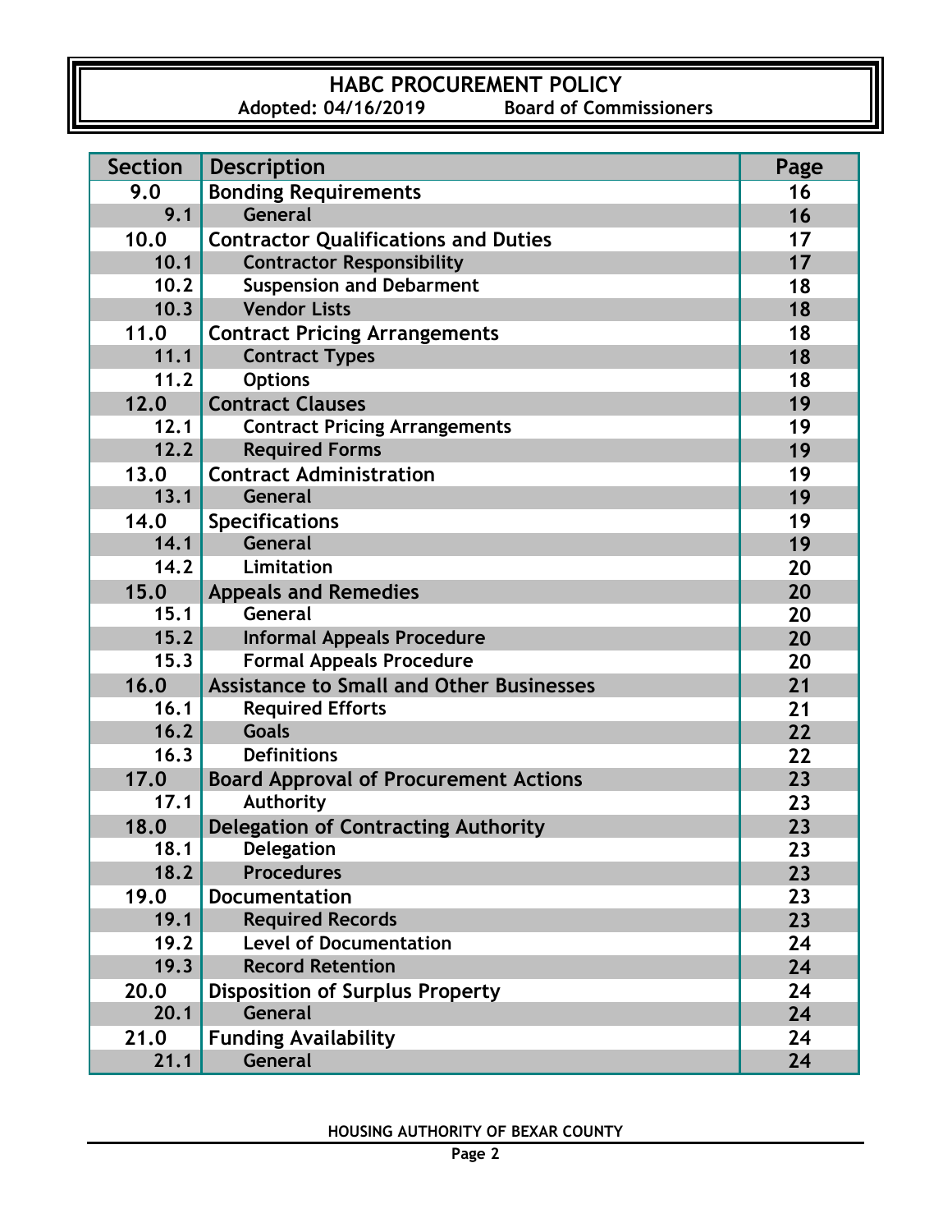# HABC PROCUREMENT POLICY

**Adopted: 04/16/2019 Board of Commissioners**

| Section | Description | Page |
|---|---|---|
| **9.0** | **Bonding Requirements** | 16 |
| 9.1 | General | 16 |
| **10.0** | **Contractor Qualifications and Duties** | 17 |
| 10.1 | Contractor Responsibility | 17 |
| 10.2 | Suspension and Debarment | 18 |
| 10.3 | Vendor Lists | 18 |
| **11.0** | **Contract Pricing Arrangements** | 18 |
| 11.1 | Contract Types | 18 |
| 11.2 | Options | 18 |
| **12.0** | **Contract Clauses** | 19 |
| 12.1 | Contract Pricing Arrangements | 19 |
| 12.2 | Required Forms | 19 |
| **13.0** | **Contract Administration** | 19 |
| 13.1 | General | 19 |
| **14.0** | **Specifications** | 19 |
| 14.1 | General | 19 |
| 14.2 | Limitation | 20 |
| **15.0** | **Appeals and Remedies** | 20 |
| 15.1 | General | 20 |
| 15.2 | Informal Appeals Procedure | 20 |
| 15.3 | Formal Appeals Procedure | 20 |
| **16.0** | **Assistance to Small and Other Businesses** | 21 |
| 16.1 | Required Efforts | 21 |
| 16.2 | Goals | 22 |
| 16.3 | Definitions | 22 |
| **17.0** | **Board Approval of Procurement Actions** | 23 |
| 17.1 | Authority | 23 |
| **18.0** | **Delegation of Contracting Authority** | 23 |
| 18.1 | Delegation | 23 |
| 18.2 | Procedures | 23 |
| **19.0** | **Documentation** | 23 |
| 19.1 | Required Records | 23 |
| 19.2 | Level of Documentation | 24 |
| 19.3 | Record Retention | 24 |
| **20.0** | **Disposition of Surplus Property** | 24 |
| 20.1 | General | 24 |
| **21.0** | **Funding Availability** | 24 |
| 21.1 | General | 24 |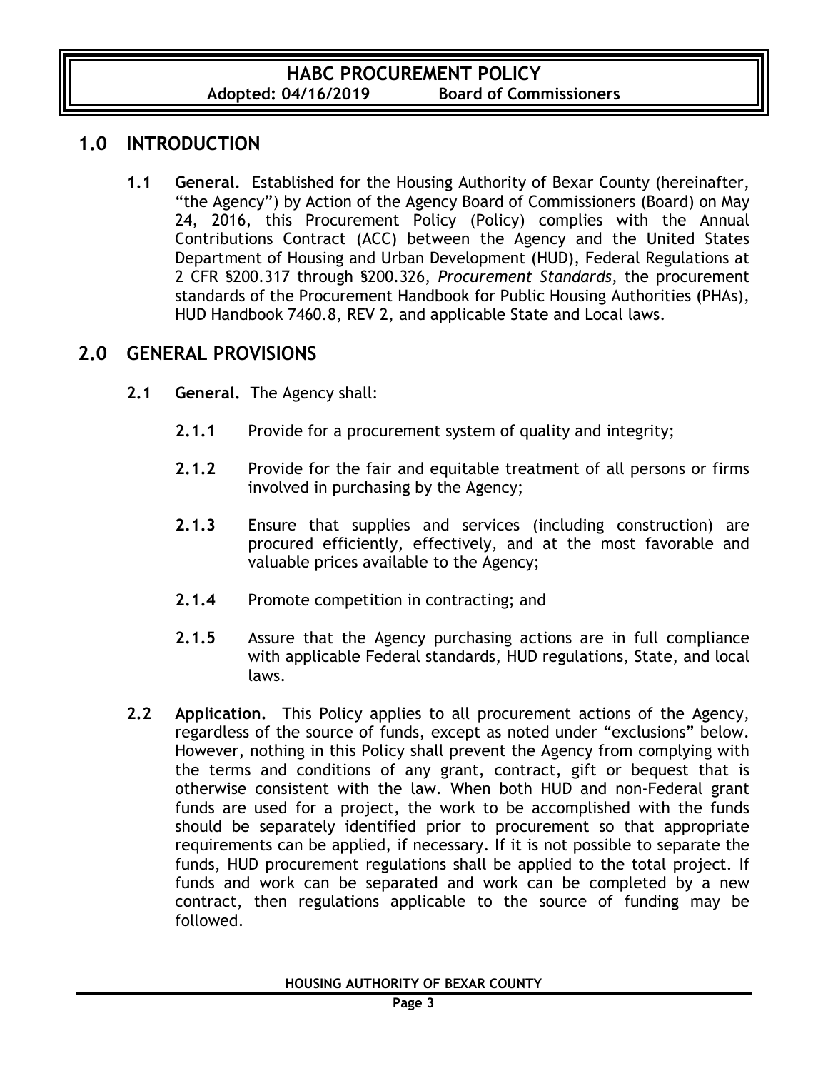## 1.0 INTRODUCTION

**1.1 General.** Established for the Housing Authority of Bexar County (hereinafter, "the Agency") by Action of the Agency Board of Commissioners (Board) on May 24, 2016, this Procurement Policy (Policy) complies with the Annual Contributions Contract (ACC) between the Agency and the United States Department of Housing and Urban Development (HUD), Federal Regulations at 2 CFR §200.317 through §200.326, *Procurement Standards*, the procurement standards of the Procurement Handbook for Public Housing Authorities (PHAs), HUD Handbook 7460.8, REV 2, and applicable State and Local laws.

## 2.0 GENERAL PROVISIONS

**2.1 General.** The Agency shall:

**2.1.1** Provide for a procurement system of quality and integrity;

**2.1.2** Provide for the fair and equitable treatment of all persons or firms involved in purchasing by the Agency;

**2.1.3** Ensure that supplies and services (including construction) are procured efficiently, effectively, and at the most favorable and valuable prices available to the Agency;

**2.1.4** Promote competition in contracting; and

**2.1.5** Assure that the Agency purchasing actions are in full compliance with applicable Federal standards, HUD regulations, State, and local laws.

**2.2 Application.** This Policy applies to all procurement actions of the Agency, regardless of the source of funds, except as noted under "exclusions" below. However, nothing in this Policy shall prevent the Agency from complying with the terms and conditions of any grant, contract, gift or bequest that is otherwise consistent with the law. When both HUD and non-Federal grant funds are used for a project, the work to be accomplished with the funds should be separately identified prior to procurement so that appropriate requirements can be applied, if necessary. If it is not possible to separate the funds, HUD procurement regulations shall be applied to the total project. If funds and work can be separated and work can be completed by a new contract, then regulations applicable to the source of funding may be followed.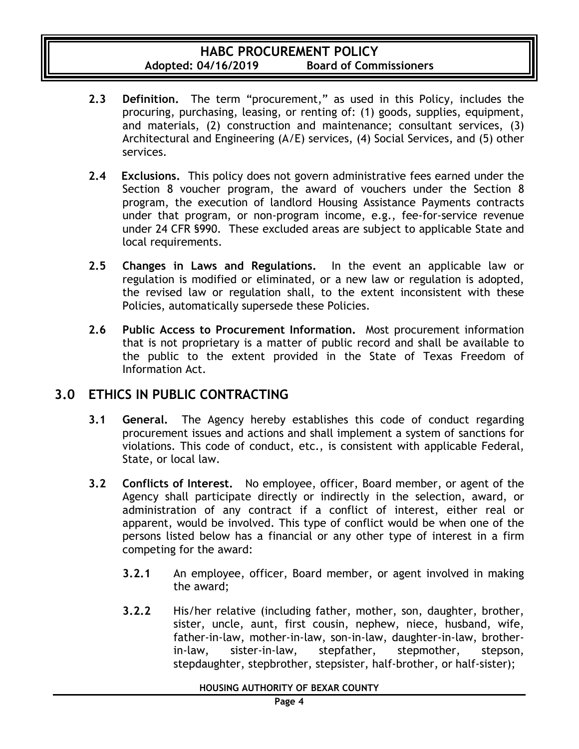**2.3 Definition.** The term "procurement," as used in this Policy, includes the procuring, purchasing, leasing, or renting of: (1) goods, supplies, equipment, and materials, (2) construction and maintenance; consultant services, (3) Architectural and Engineering (A/E) services, (4) Social Services, and (5) other services.

**2.4 Exclusions.** This policy does not govern administrative fees earned under the Section 8 voucher program, the award of vouchers under the Section 8 program, the execution of landlord Housing Assistance Payments contracts under that program, or non-program income, e.g., fee-for-service revenue under 24 CFR §990. These excluded areas are subject to applicable State and local requirements.

**2.5 Changes in Laws and Regulations.** In the event an applicable law or regulation is modified or eliminated, or a new law or regulation is adopted, the revised law or regulation shall, to the extent inconsistent with these Policies, automatically supersede these Policies.

**2.6 Public Access to Procurement Information.** Most procurement information that is not proprietary is a matter of public record and shall be available to the public to the extent provided in the State of Texas Freedom of Information Act.

## 3.0 ETHICS IN PUBLIC CONTRACTING

**3.1 General.** The Agency hereby establishes this code of conduct regarding procurement issues and actions and shall implement a system of sanctions for violations. This code of conduct, etc., is consistent with applicable Federal, State, or local law.

**3.2 Conflicts of Interest.** No employee, officer, Board member, or agent of the Agency shall participate directly or indirectly in the selection, award, or administration of any contract if a conflict of interest, either real or apparent, would be involved. This type of conflict would be when one of the persons listed below has a financial or any other type of interest in a firm competing for the award:

**3.2.1** An employee, officer, Board member, or agent involved in making the award;

**3.2.2** His/her relative (including father, mother, son, daughter, brother, sister, uncle, aunt, first cousin, nephew, niece, husband, wife, father-in-law, mother-in-law, son-in-law, daughter-in-law, brother-in-law, sister-in-law, stepfather, stepmother, stepson, stepdaughter, stepbrother, stepsister, half-brother, or half-sister);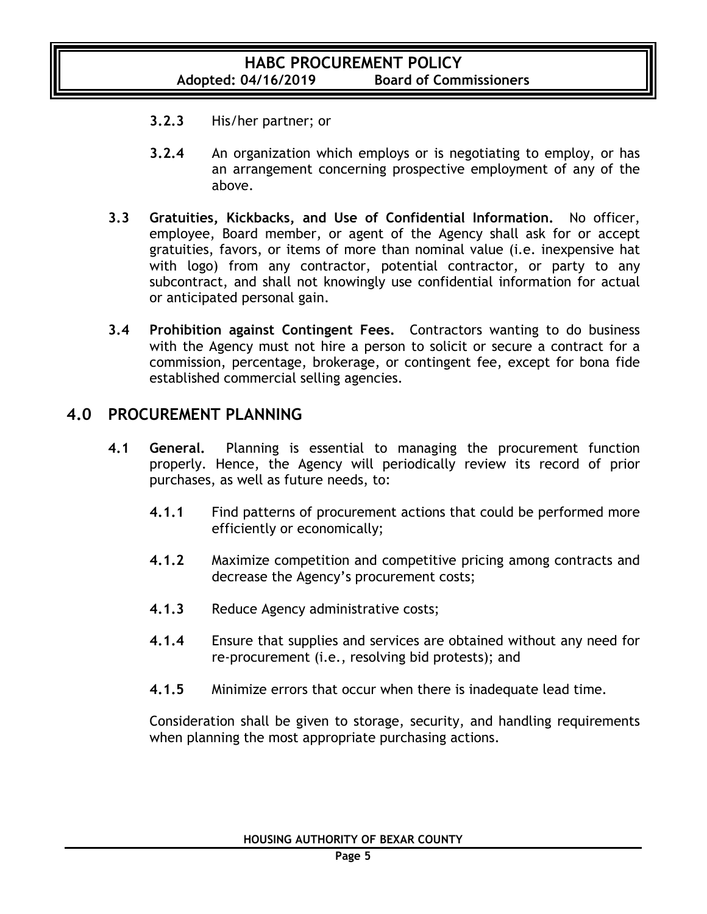**3.2.3** His/her partner; or

**3.2.4** An organization which employs or is negotiating to employ, or has an arrangement concerning prospective employment of any of the above.

**3.3 Gratuities, Kickbacks, and Use of Confidential Information.** No officer, employee, Board member, or agent of the Agency shall ask for or accept gratuities, favors, or items of more than nominal value (i.e. inexpensive hat with logo) from any contractor, potential contractor, or party to any subcontract, and shall not knowingly use confidential information for actual or anticipated personal gain.

**3.4 Prohibition against Contingent Fees.** Contractors wanting to do business with the Agency must not hire a person to solicit or secure a contract for a commission, percentage, brokerage, or contingent fee, except for bona fide established commercial selling agencies.

## 4.0 PROCUREMENT PLANNING

**4.1 General.** Planning is essential to managing the procurement function properly. Hence, the Agency will periodically review its record of prior purchases, as well as future needs, to:

**4.1.1** Find patterns of procurement actions that could be performed more efficiently or economically;

**4.1.2** Maximize competition and competitive pricing among contracts and decrease the Agency's procurement costs;

**4.1.3** Reduce Agency administrative costs;

**4.1.4** Ensure that supplies and services are obtained without any need for re-procurement (i.e., resolving bid protests); and

**4.1.5** Minimize errors that occur when there is inadequate lead time.

Consideration shall be given to storage, security, and handling requirements when planning the most appropriate purchasing actions.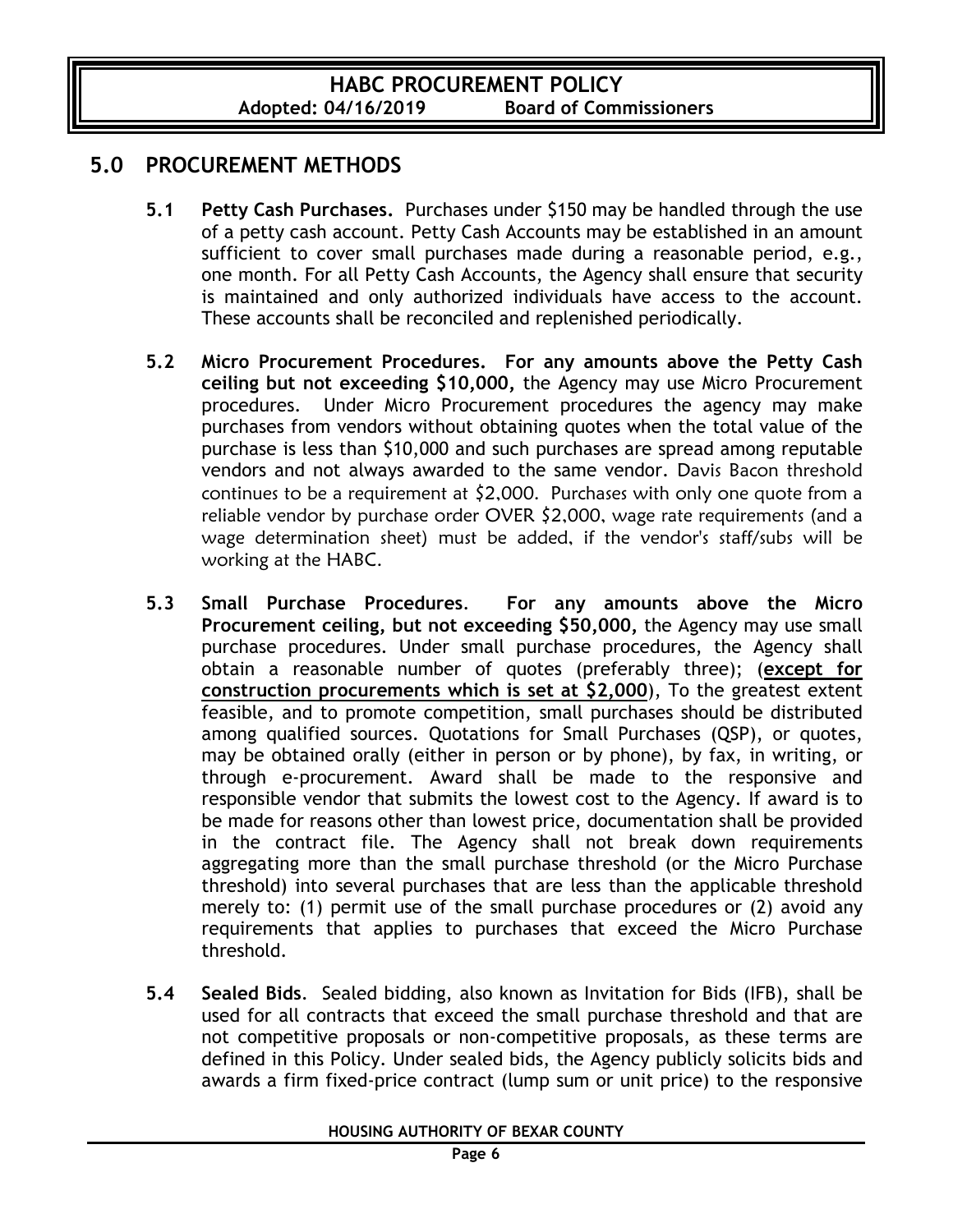## 5.0 PROCUREMENT METHODS

**5.1 Petty Cash Purchases.** Purchases under $150 may be handled through the use of a petty cash account. Petty Cash Accounts may be established in an amount sufficient to cover small purchases made during a reasonable period, e.g., one month. For all Petty Cash Accounts, the Agency shall ensure that security is maintained and only authorized individuals have access to the account. These accounts shall be reconciled and replenished periodically.

**5.2 Micro Procurement Procedures. For any amounts above the Petty Cash ceiling but not exceeding $10,000,** the Agency may use Micro Procurement procedures. Under Micro Procurement procedures the agency may make purchases from vendors without obtaining quotes when the total value of the purchase is less than $10,000 and such purchases are spread among reputable vendors and not always awarded to the same vendor. Davis Bacon threshold continues to be a requirement at $2,000. Purchases with only one quote from a reliable vendor by purchase order OVER $2,000, wage rate requirements (and a wage determination sheet) must be added, if the vendor's staff/subs will be working at the HABC.

**5.3 Small Purchase Procedures. For any amounts above the Micro Procurement ceiling, but not exceeding $50,000,** the Agency may use small purchase procedures. Under small purchase procedures, the Agency shall obtain a reasonable number of quotes (preferably three); (**except for construction procurements which is set at $2,000**), To the greatest extent feasible, and to promote competition, small purchases should be distributed among qualified sources. Quotations for Small Purchases (QSP), or quotes, may be obtained orally (either in person or by phone), by fax, in writing, or through e-procurement. Award shall be made to the responsive and responsible vendor that submits the lowest cost to the Agency. If award is to be made for reasons other than lowest price, documentation shall be provided in the contract file. The Agency shall not break down requirements aggregating more than the small purchase threshold (or the Micro Purchase threshold) into several purchases that are less than the applicable threshold merely to: (1) permit use of the small purchase procedures or (2) avoid any requirements that applies to purchases that exceed the Micro Purchase threshold.

**5.4 Sealed Bids.** Sealed bidding, also known as Invitation for Bids (IFB), shall be used for all contracts that exceed the small purchase threshold and that are not competitive proposals or non-competitive proposals, as these terms are defined in this Policy. Under sealed bids, the Agency publicly solicits bids and awards a firm fixed-price contract (lump sum or unit price) to the responsive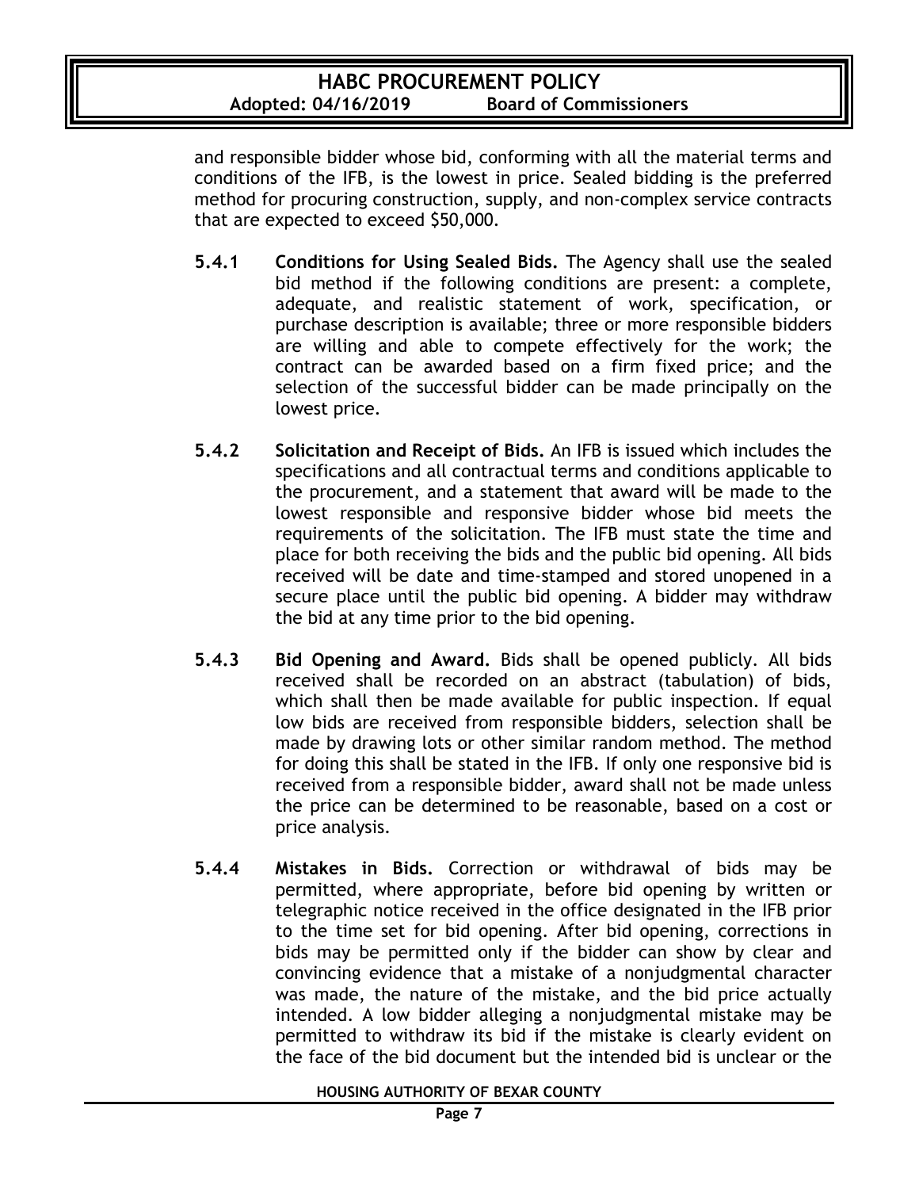and responsible bidder whose bid, conforming with all the material terms and conditions of the IFB, is the lowest in price. Sealed bidding is the preferred method for procuring construction, supply, and non-complex service contracts that are expected to exceed $50,000.

**5.4.1 Conditions for Using Sealed Bids.** The Agency shall use the sealed bid method if the following conditions are present: a complete, adequate, and realistic statement of work, specification, or purchase description is available; three or more responsible bidders are willing and able to compete effectively for the work; the contract can be awarded based on a firm fixed price; and the selection of the successful bidder can be made principally on the lowest price.

**5.4.2 Solicitation and Receipt of Bids.** An IFB is issued which includes the specifications and all contractual terms and conditions applicable to the procurement, and a statement that award will be made to the lowest responsible and responsive bidder whose bid meets the requirements of the solicitation. The IFB must state the time and place for both receiving the bids and the public bid opening. All bids received will be date and time-stamped and stored unopened in a secure place until the public bid opening. A bidder may withdraw the bid at any time prior to the bid opening.

**5.4.3 Bid Opening and Award.** Bids shall be opened publicly. All bids received shall be recorded on an abstract (tabulation) of bids, which shall then be made available for public inspection. If equal low bids are received from responsible bidders, selection shall be made by drawing lots or other similar random method. The method for doing this shall be stated in the IFB. If only one responsive bid is received from a responsible bidder, award shall not be made unless the price can be determined to be reasonable, based on a cost or price analysis.

**5.4.4 Mistakes in Bids.** Correction or withdrawal of bids may be permitted, where appropriate, before bid opening by written or telegraphic notice received in the office designated in the IFB prior to the time set for bid opening. After bid opening, corrections in bids may be permitted only if the bidder can show by clear and convincing evidence that a mistake of a nonjudgmental character was made, the nature of the mistake, and the bid price actually intended. A low bidder alleging a nonjudgmental mistake may be permitted to withdraw its bid if the mistake is clearly evident on the face of the bid document but the intended bid is unclear or the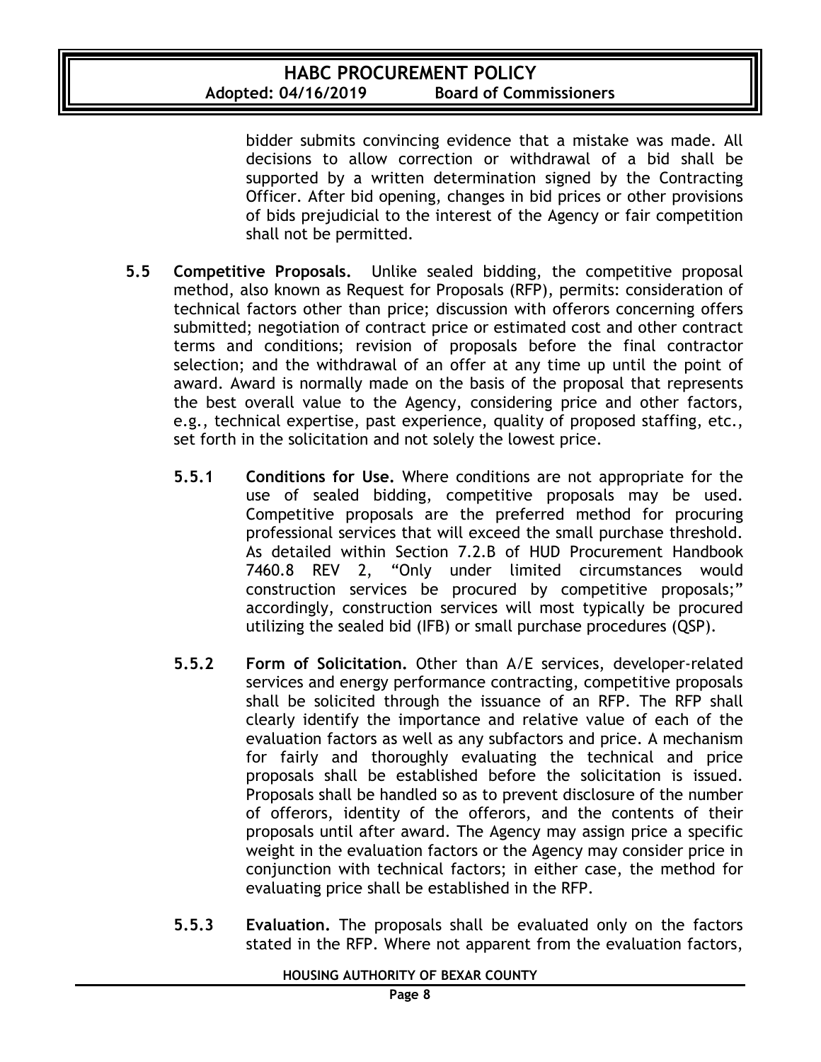bidder submits convincing evidence that a mistake was made. All decisions to allow correction or withdrawal of a bid shall be supported by a written determination signed by the Contracting Officer. After bid opening, changes in bid prices or other provisions of bids prejudicial to the interest of the Agency or fair competition shall not be permitted.

**5.5 Competitive Proposals.** Unlike sealed bidding, the competitive proposal method, also known as Request for Proposals (RFP), permits: consideration of technical factors other than price; discussion with offerors concerning offers submitted; negotiation of contract price or estimated cost and other contract terms and conditions; revision of proposals before the final contractor selection; and the withdrawal of an offer at any time up until the point of award. Award is normally made on the basis of the proposal that represents the best overall value to the Agency, considering price and other factors, e.g., technical expertise, past experience, quality of proposed staffing, etc., set forth in the solicitation and not solely the lowest price.

**5.5.1 Conditions for Use.** Where conditions are not appropriate for the use of sealed bidding, competitive proposals may be used. Competitive proposals are the preferred method for procuring professional services that will exceed the small purchase threshold. As detailed within Section 7.2.B of HUD Procurement Handbook 7460.8 REV 2, "Only under limited circumstances would construction services be procured by competitive proposals;" accordingly, construction services will most typically be procured utilizing the sealed bid (IFB) or small purchase procedures (QSP).

**5.5.2 Form of Solicitation.** Other than A/E services, developer-related services and energy performance contracting, competitive proposals shall be solicited through the issuance of an RFP. The RFP shall clearly identify the importance and relative value of each of the evaluation factors as well as any subfactors and price. A mechanism for fairly and thoroughly evaluating the technical and price proposals shall be established before the solicitation is issued. Proposals shall be handled so as to prevent disclosure of the number of offerors, identity of the offerors, and the contents of their proposals until after award. The Agency may assign price a specific weight in the evaluation factors or the Agency may consider price in conjunction with technical factors; in either case, the method for evaluating price shall be established in the RFP.

**5.5.3 Evaluation.** The proposals shall be evaluated only on the factors stated in the RFP. Where not apparent from the evaluation factors,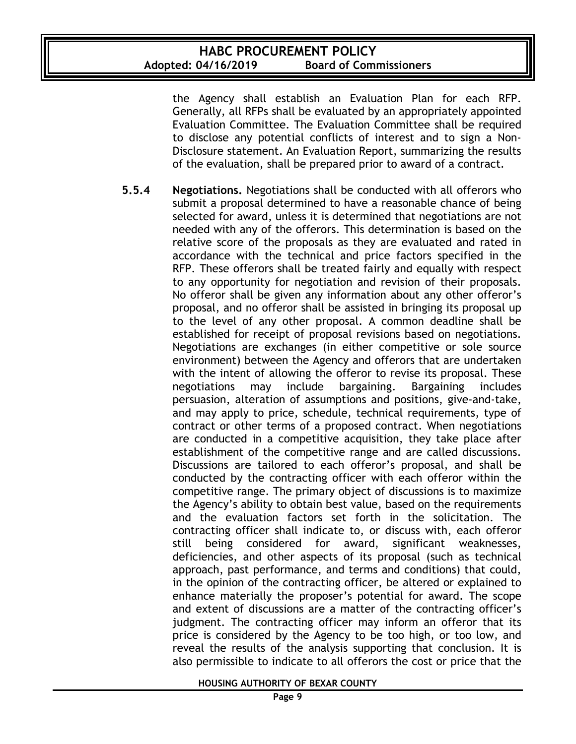the Agency shall establish an Evaluation Plan for each RFP. Generally, all RFPs shall be evaluated by an appropriately appointed Evaluation Committee. The Evaluation Committee shall be required to disclose any potential conflicts of interest and to sign a Non-Disclosure statement. An Evaluation Report, summarizing the results of the evaluation, shall be prepared prior to award of a contract.

**5.5.4 Negotiations.** Negotiations shall be conducted with all offerors who submit a proposal determined to have a reasonable chance of being selected for award, unless it is determined that negotiations are not needed with any of the offerors. This determination is based on the relative score of the proposals as they are evaluated and rated in accordance with the technical and price factors specified in the RFP. These offerors shall be treated fairly and equally with respect to any opportunity for negotiation and revision of their proposals. No offeror shall be given any information about any other offeror's proposal, and no offeror shall be assisted in bringing its proposal up to the level of any other proposal. A common deadline shall be established for receipt of proposal revisions based on negotiations. Negotiations are exchanges (in either competitive or sole source environment) between the Agency and offerors that are undertaken with the intent of allowing the offeror to revise its proposal. These negotiations may include bargaining. Bargaining includes persuasion, alteration of assumptions and positions, give-and-take, and may apply to price, schedule, technical requirements, type of contract or other terms of a proposed contract. When negotiations are conducted in a competitive acquisition, they take place after establishment of the competitive range and are called discussions. Discussions are tailored to each offeror's proposal, and shall be conducted by the contracting officer with each offeror within the competitive range. The primary object of discussions is to maximize the Agency's ability to obtain best value, based on the requirements and the evaluation factors set forth in the solicitation. The contracting officer shall indicate to, or discuss with, each offeror still being considered for award, significant weaknesses, deficiencies, and other aspects of its proposal (such as technical approach, past performance, and terms and conditions) that could, in the opinion of the contracting officer, be altered or explained to enhance materially the proposer's potential for award. The scope and extent of discussions are a matter of the contracting officer's judgment. The contracting officer may inform an offeror that its price is considered by the Agency to be too high, or too low, and reveal the results of the analysis supporting that conclusion. It is also permissible to indicate to all offerors the cost or price that the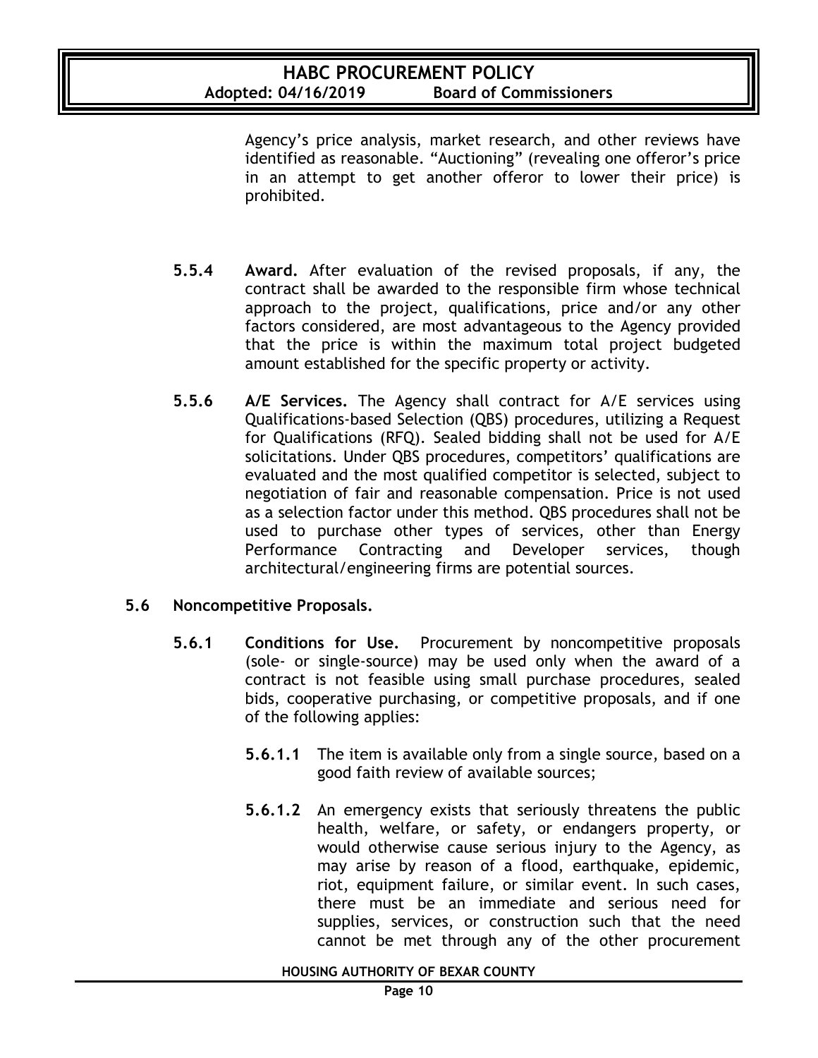Agency's price analysis, market research, and other reviews have identified as reasonable. "Auctioning" (revealing one offeror's price in an attempt to get another offeror to lower their price) is prohibited.

**5.5.4 Award.** After evaluation of the revised proposals, if any, the contract shall be awarded to the responsible firm whose technical approach to the project, qualifications, price and/or any other factors considered, are most advantageous to the Agency provided that the price is within the maximum total project budgeted amount established for the specific property or activity.

**5.5.6 A/E Services.** The Agency shall contract for A/E services using Qualifications-based Selection (QBS) procedures, utilizing a Request for Qualifications (RFQ). Sealed bidding shall not be used for A/E solicitations. Under QBS procedures, competitors' qualifications are evaluated and the most qualified competitor is selected, subject to negotiation of fair and reasonable compensation. Price is not used as a selection factor under this method. QBS procedures shall not be used to purchase other types of services, other than Energy Performance Contracting and Developer services, though architectural/engineering firms are potential sources.

## 5.6 Noncompetitive Proposals.

**5.6.1 Conditions for Use.** Procurement by noncompetitive proposals (sole- or single-source) may be used only when the award of a contract is not feasible using small purchase procedures, sealed bids, cooperative purchasing, or competitive proposals, and if one of the following applies:

**5.6.1.1** The item is available only from a single source, based on a good faith review of available sources;

**5.6.1.2** An emergency exists that seriously threatens the public health, welfare, or safety, or endangers property, or would otherwise cause serious injury to the Agency, as may arise by reason of a flood, earthquake, epidemic, riot, equipment failure, or similar event. In such cases, there must be an immediate and serious need for supplies, services, or construction such that the need cannot be met through any of the other procurement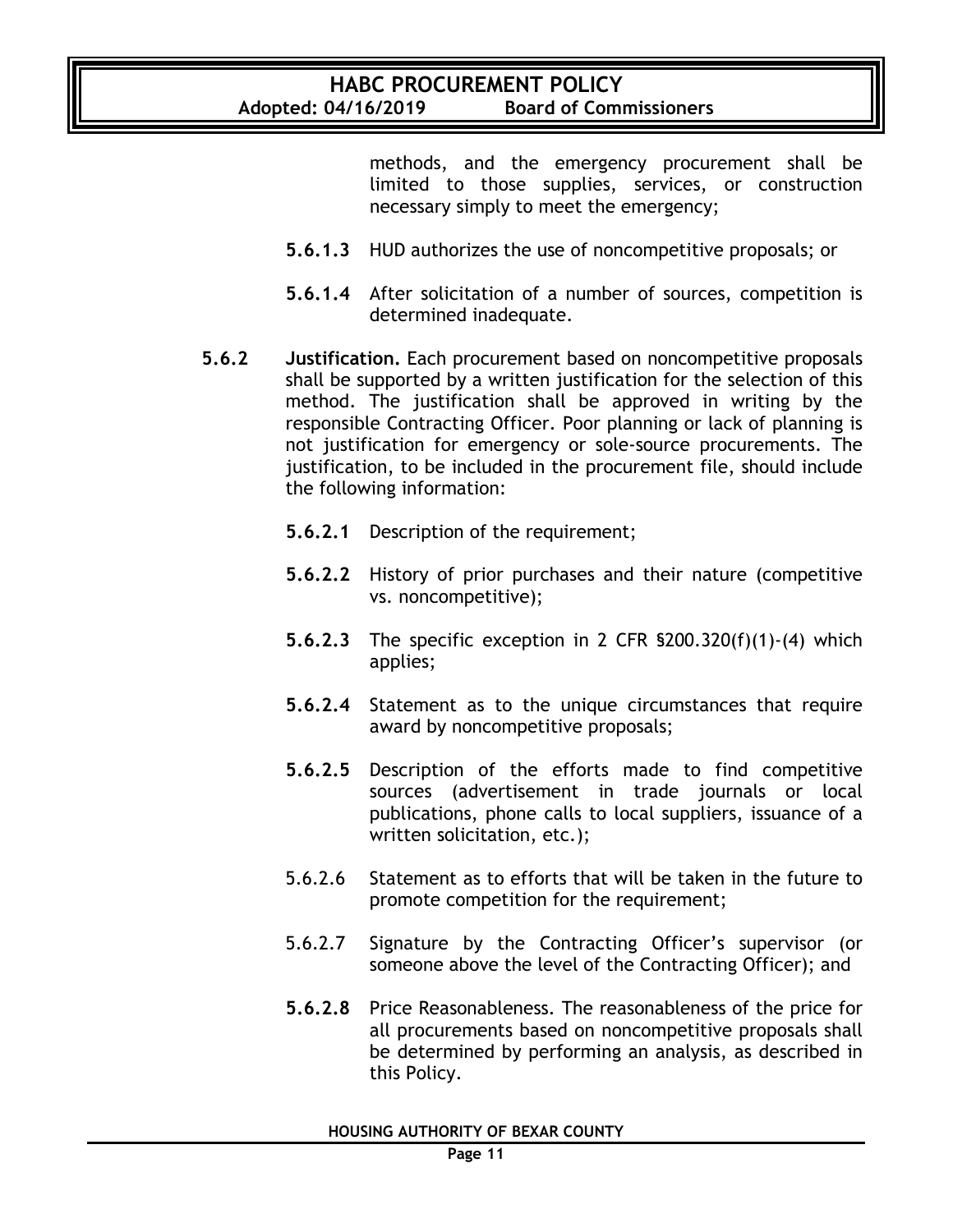methods, and the emergency procurement shall be limited to those supplies, services, or construction necessary simply to meet the emergency;

**5.6.1.3** HUD authorizes the use of noncompetitive proposals; or

**5.6.1.4** After solicitation of a number of sources, competition is determined inadequate.

**5.6.2** **Justification.** Each procurement based on noncompetitive proposals shall be supported by a written justification for the selection of this method. The justification shall be approved in writing by the responsible Contracting Officer. Poor planning or lack of planning is not justification for emergency or sole-source procurements. The justification, to be included in the procurement file, should include the following information:

**5.6.2.1** Description of the requirement;

**5.6.2.2** History of prior purchases and their nature (competitive vs. noncompetitive);

**5.6.2.3** The specific exception in 2 CFR §200.320(f)(1)-(4) which applies;

**5.6.2.4** Statement as to the unique circumstances that require award by noncompetitive proposals;

**5.6.2.5** Description of the efforts made to find competitive sources (advertisement in trade journals or local publications, phone calls to local suppliers, issuance of a written solicitation, etc.);

5.6.2.6 Statement as to efforts that will be taken in the future to promote competition for the requirement;

5.6.2.7 Signature by the Contracting Officer's supervisor (or someone above the level of the Contracting Officer); and

**5.6.2.8** Price Reasonableness. The reasonableness of the price for all procurements based on noncompetitive proposals shall be determined by performing an analysis, as described in this Policy.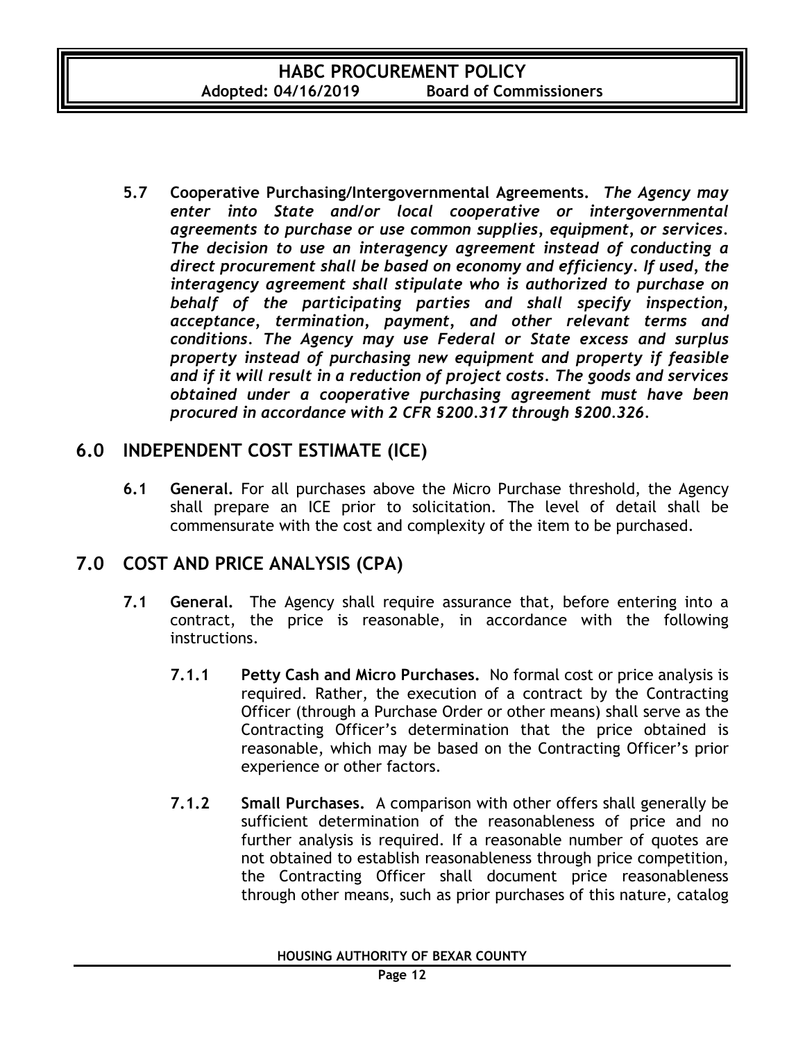**5.7 Cooperative Purchasing/Intergovernmental Agreements.** ***The Agency may enter into State and/or local cooperative or intergovernmental agreements to purchase or use common supplies, equipment, or services. The decision to use an interagency agreement instead of conducting a direct procurement shall be based on economy and efficiency. If used, the interagency agreement shall stipulate who is authorized to purchase on behalf of the participating parties and shall specify inspection, acceptance, termination, payment, and other relevant terms and conditions. The Agency may use Federal or State excess and surplus property instead of purchasing new equipment and property if feasible and if it will result in a reduction of project costs. The goods and services obtained under a cooperative purchasing agreement must have been procured in accordance with 2 CFR §200.317 through §200.326.***

## 6.0 INDEPENDENT COST ESTIMATE (ICE)

**6.1 General.** For all purchases above the Micro Purchase threshold, the Agency shall prepare an ICE prior to solicitation. The level of detail shall be commensurate with the cost and complexity of the item to be purchased.

## 7.0 COST AND PRICE ANALYSIS (CPA)

**7.1 General.** The Agency shall require assurance that, before entering into a contract, the price is reasonable, in accordance with the following instructions.

**7.1.1 Petty Cash and Micro Purchases.** No formal cost or price analysis is required. Rather, the execution of a contract by the Contracting Officer (through a Purchase Order or other means) shall serve as the Contracting Officer's determination that the price obtained is reasonable, which may be based on the Contracting Officer's prior experience or other factors.

**7.1.2 Small Purchases.** A comparison with other offers shall generally be sufficient determination of the reasonableness of price and no further analysis is required. If a reasonable number of quotes are not obtained to establish reasonableness through price competition, the Contracting Officer shall document price reasonableness through other means, such as prior purchases of this nature, catalog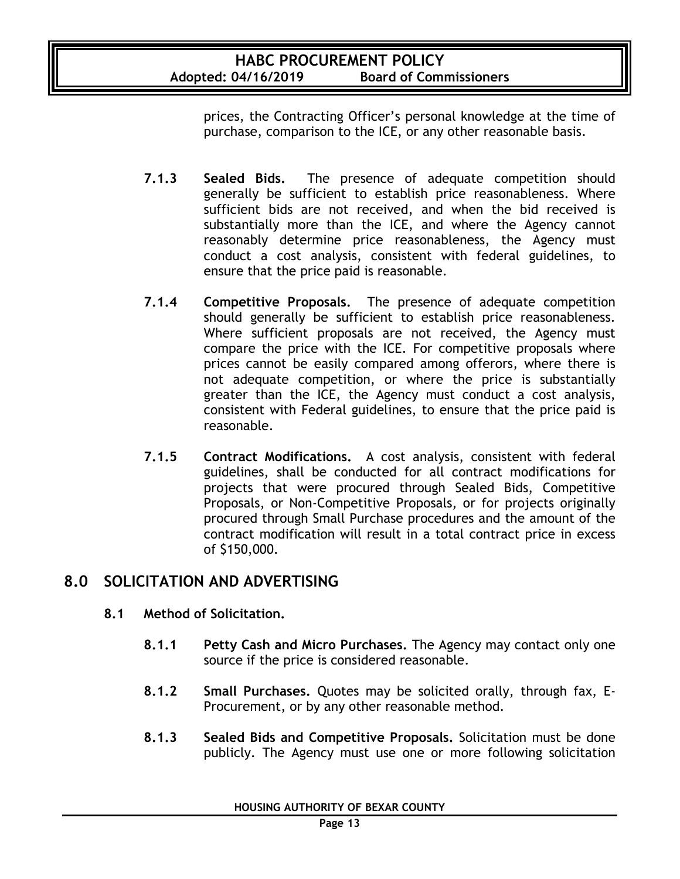prices, the Contracting Officer's personal knowledge at the time of purchase, comparison to the ICE, or any other reasonable basis.

**7.1.3 Sealed Bids.** The presence of adequate competition should generally be sufficient to establish price reasonableness. Where sufficient bids are not received, and when the bid received is substantially more than the ICE, and where the Agency cannot reasonably determine price reasonableness, the Agency must conduct a cost analysis, consistent with federal guidelines, to ensure that the price paid is reasonable.

**7.1.4 Competitive Proposals.** The presence of adequate competition should generally be sufficient to establish price reasonableness. Where sufficient proposals are not received, the Agency must compare the price with the ICE. For competitive proposals where prices cannot be easily compared among offerors, where there is not adequate competition, or where the price is substantially greater than the ICE, the Agency must conduct a cost analysis, consistent with Federal guidelines, to ensure that the price paid is reasonable.

**7.1.5 Contract Modifications.** A cost analysis, consistent with federal guidelines, shall be conducted for all contract modifications for projects that were procured through Sealed Bids, Competitive Proposals, or Non-Competitive Proposals, or for projects originally procured through Small Purchase procedures and the amount of the contract modification will result in a total contract price in excess of $150,000.

## 8.0 SOLICITATION AND ADVERTISING

### 8.1 Method of Solicitation.

**8.1.1 Petty Cash and Micro Purchases.** The Agency may contact only one source if the price is considered reasonable.

**8.1.2 Small Purchases.** Quotes may be solicited orally, through fax, E-Procurement, or by any other reasonable method.

**8.1.3 Sealed Bids and Competitive Proposals.** Solicitation must be done publicly. The Agency must use one or more following solicitation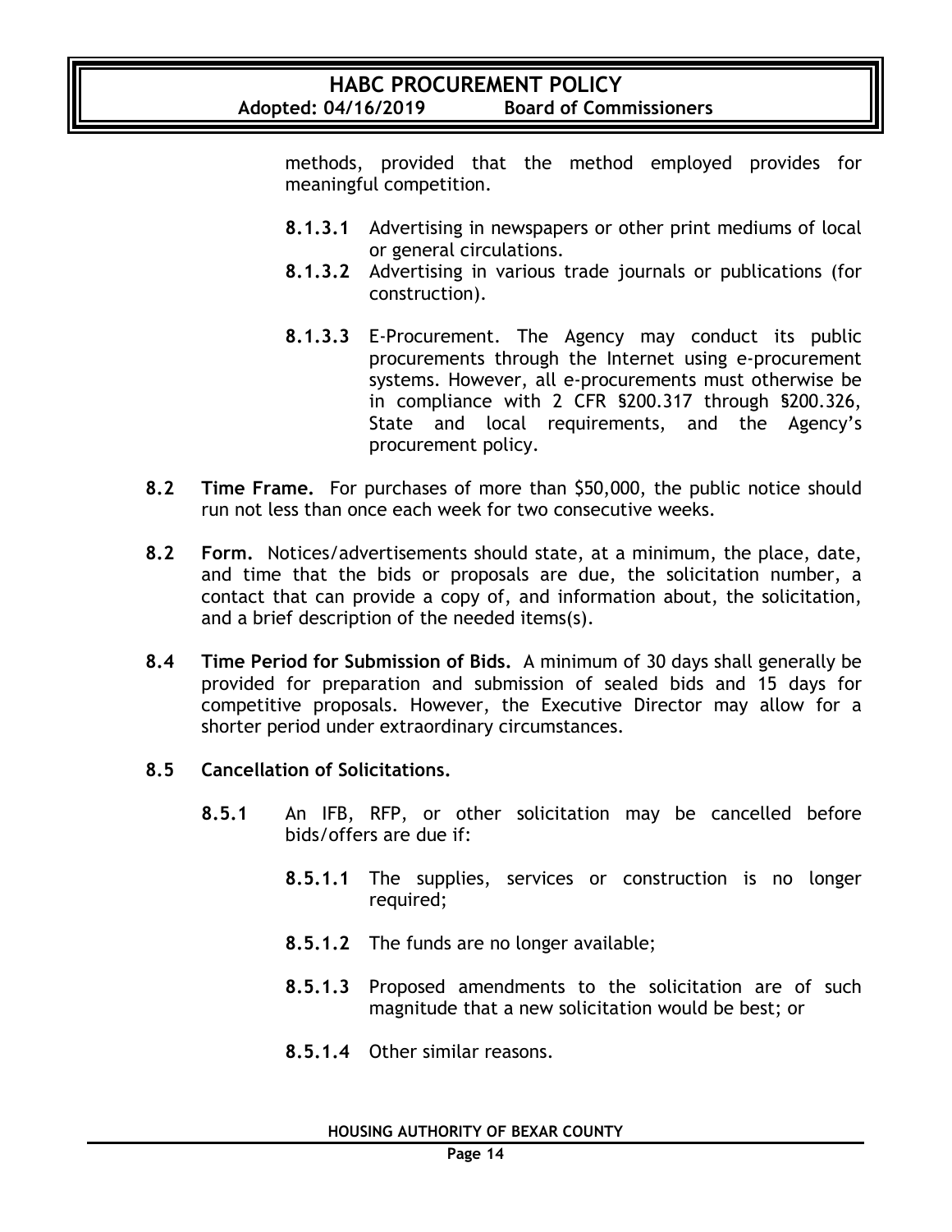methods, provided that the method employed provides for meaningful competition.

- **8.1.3.1** Advertising in newspapers or other print mediums of local or general circulations.
- **8.1.3.2** Advertising in various trade journals or publications (for construction).
- **8.1.3.3** E-Procurement. The Agency may conduct its public procurements through the Internet using e-procurement systems. However, all e-procurements must otherwise be in compliance with 2 CFR §200.317 through §200.326, State and local requirements, and the Agency's procurement policy.

**8.2 Time Frame.** For purchases of more than $50,000, the public notice should run not less than once each week for two consecutive weeks.

**8.2 Form.** Notices/advertisements should state, at a minimum, the place, date, and time that the bids or proposals are due, the solicitation number, a contact that can provide a copy of, and information about, the solicitation, and a brief description of the needed items(s).

**8.4 Time Period for Submission of Bids.** A minimum of 30 days shall generally be provided for preparation and submission of sealed bids and 15 days for competitive proposals. However, the Executive Director may allow for a shorter period under extraordinary circumstances.

**8.5 Cancellation of Solicitations.**

**8.5.1** An IFB, RFP, or other solicitation may be cancelled before bids/offers are due if:

- **8.5.1.1** The supplies, services or construction is no longer required;
- **8.5.1.2** The funds are no longer available;
- **8.5.1.3** Proposed amendments to the solicitation are of such magnitude that a new solicitation would be best; or
- **8.5.1.4** Other similar reasons.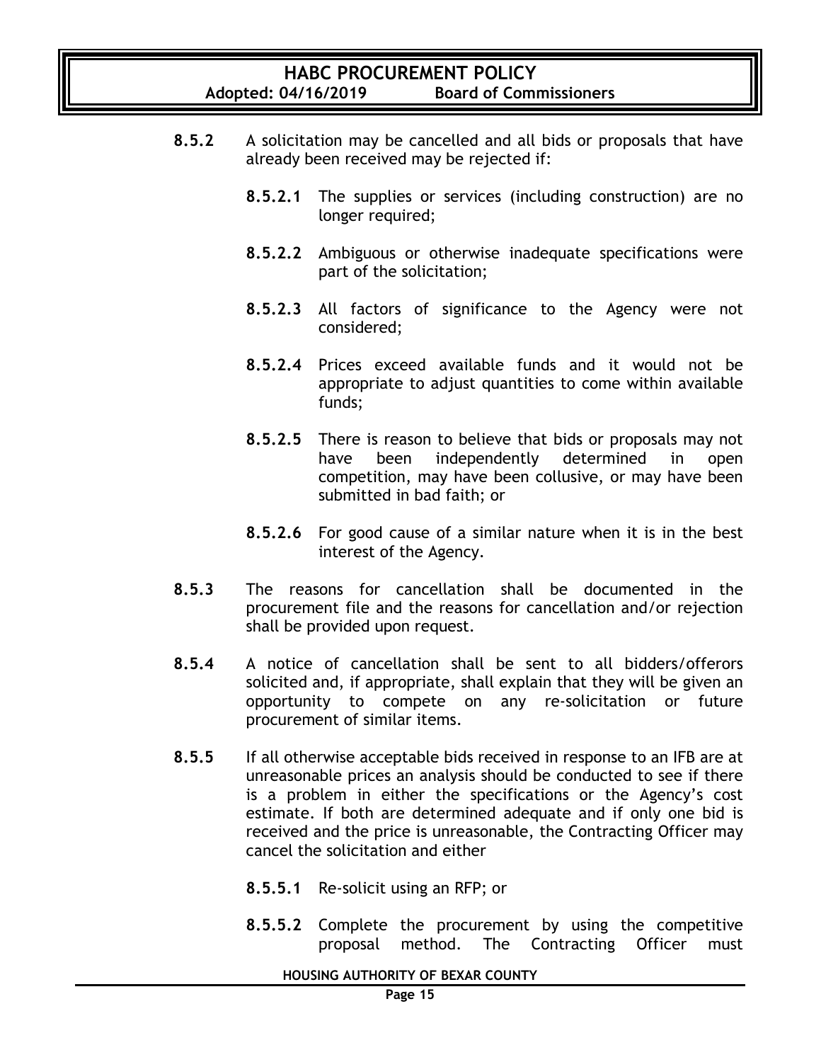**8.5.2** A solicitation may be cancelled and all bids or proposals that have already been received may be rejected if:

**8.5.2.1** The supplies or services (including construction) are no longer required;

**8.5.2.2** Ambiguous or otherwise inadequate specifications were part of the solicitation;

**8.5.2.3** All factors of significance to the Agency were not considered;

**8.5.2.4** Prices exceed available funds and it would not be appropriate to adjust quantities to come within available funds;

**8.5.2.5** There is reason to believe that bids or proposals may not have been independently determined in open competition, may have been collusive, or may have been submitted in bad faith; or

**8.5.2.6** For good cause of a similar nature when it is in the best interest of the Agency.

**8.5.3** The reasons for cancellation shall be documented in the procurement file and the reasons for cancellation and/or rejection shall be provided upon request.

**8.5.4** A notice of cancellation shall be sent to all bidders/offerors solicited and, if appropriate, shall explain that they will be given an opportunity to compete on any re-solicitation or future procurement of similar items.

**8.5.5** If all otherwise acceptable bids received in response to an IFB are at unreasonable prices an analysis should be conducted to see if there is a problem in either the specifications or the Agency's cost estimate. If both are determined adequate and if only one bid is received and the price is unreasonable, the Contracting Officer may cancel the solicitation and either

**8.5.5.1** Re-solicit using an RFP; or

**8.5.5.2** Complete the procurement by using the competitive proposal method. The Contracting Officer must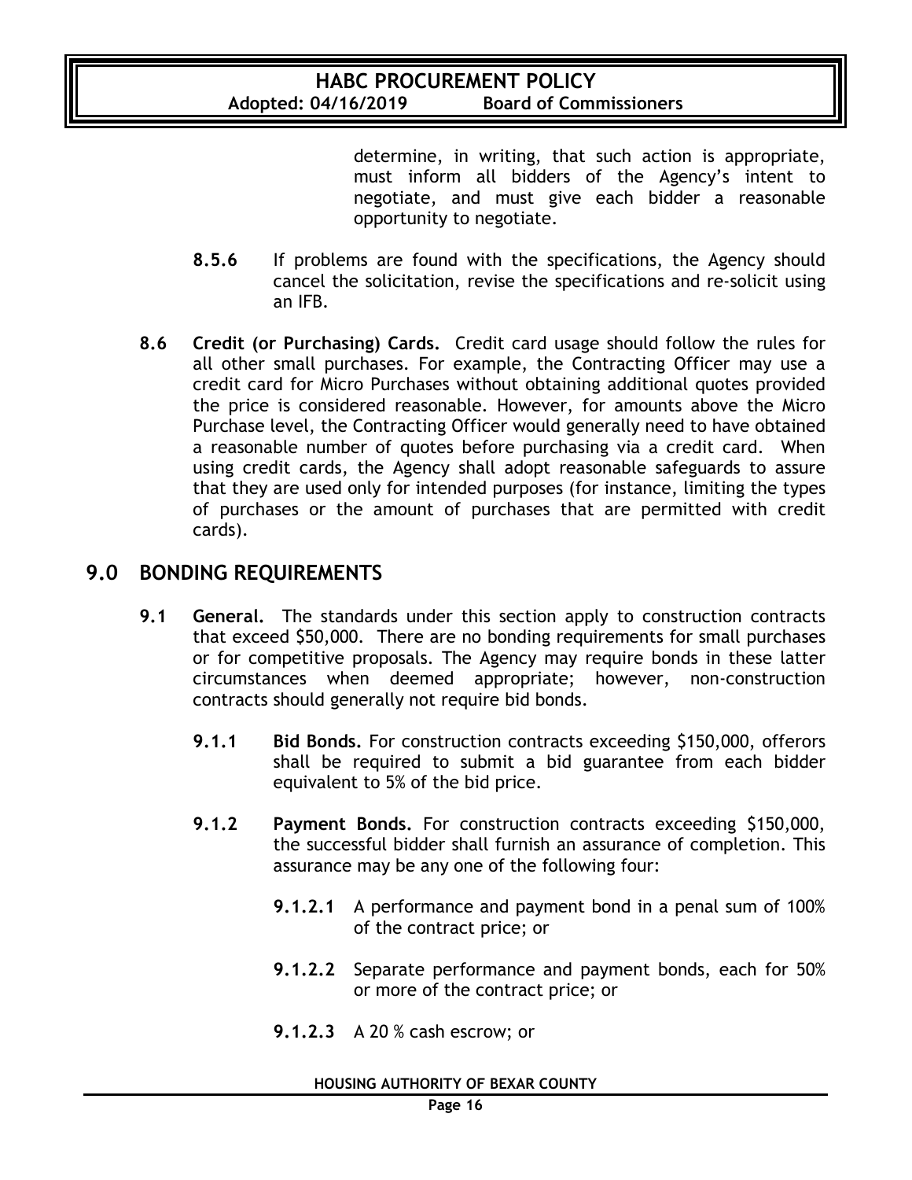determine, in writing, that such action is appropriate, must inform all bidders of the Agency's intent to negotiate, and must give each bidder a reasonable opportunity to negotiate.

**8.5.6** If problems are found with the specifications, the Agency should cancel the solicitation, revise the specifications and re-solicit using an IFB.

**8.6 Credit (or Purchasing) Cards.** Credit card usage should follow the rules for all other small purchases. For example, the Contracting Officer may use a credit card for Micro Purchases without obtaining additional quotes provided the price is considered reasonable. However, for amounts above the Micro Purchase level, the Contracting Officer would generally need to have obtained a reasonable number of quotes before purchasing via a credit card. When using credit cards, the Agency shall adopt reasonable safeguards to assure that they are used only for intended purposes (for instance, limiting the types of purchases or the amount of purchases that are permitted with credit cards).

## 9.0 BONDING REQUIREMENTS

**9.1 General.** The standards under this section apply to construction contracts that exceed $50,000. There are no bonding requirements for small purchases or for competitive proposals. The Agency may require bonds in these latter circumstances when deemed appropriate; however, non-construction contracts should generally not require bid bonds.

**9.1.1 Bid Bonds.** For construction contracts exceeding $150,000, offerors shall be required to submit a bid guarantee from each bidder equivalent to 5% of the bid price.

**9.1.2 Payment Bonds.** For construction contracts exceeding $150,000, the successful bidder shall furnish an assurance of completion. This assurance may be any one of the following four:

**9.1.2.1** A performance and payment bond in a penal sum of 100% of the contract price; or

**9.1.2.2** Separate performance and payment bonds, each for 50% or more of the contract price; or

**9.1.2.3** A 20 % cash escrow; or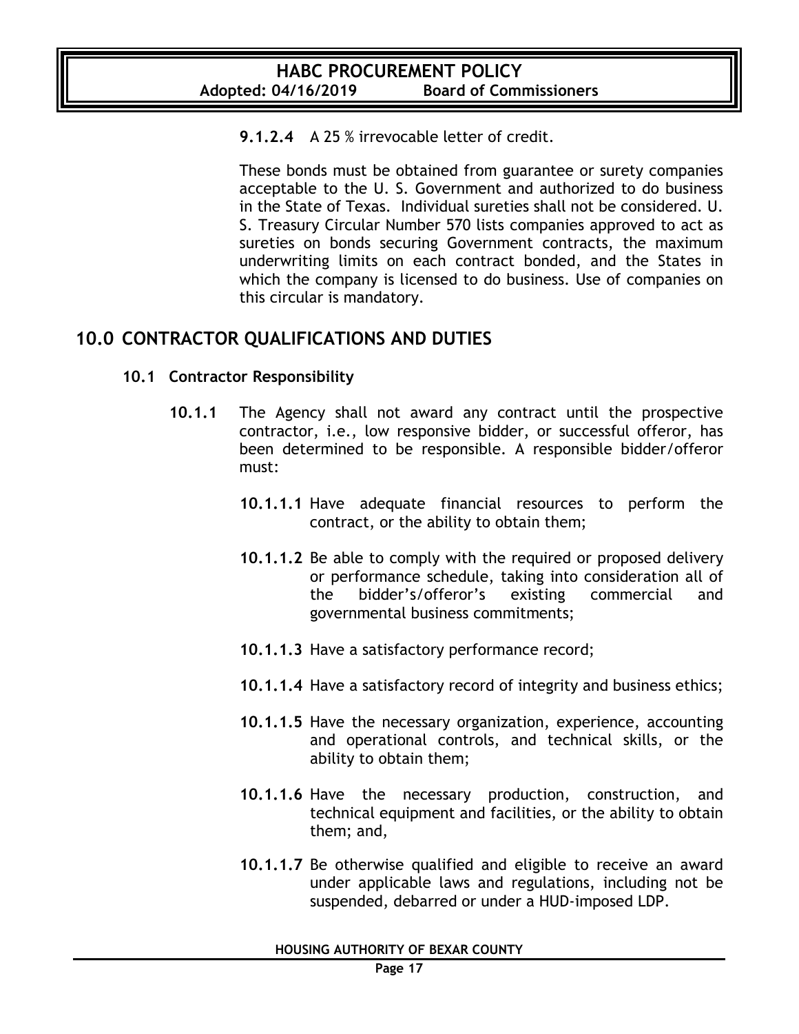**9.1.2.4** A 25 % irrevocable letter of credit.

These bonds must be obtained from guarantee or surety companies acceptable to the U. S. Government and authorized to do business in the State of Texas. Individual sureties shall not be considered. U. S. Treasury Circular Number 570 lists companies approved to act as sureties on bonds securing Government contracts, the maximum underwriting limits on each contract bonded, and the States in which the company is licensed to do business. Use of companies on this circular is mandatory.

# 10.0 CONTRACTOR QUALIFICATIONS AND DUTIES

## 10.1 Contractor Responsibility

**10.1.1** The Agency shall not award any contract until the prospective contractor, i.e., low responsive bidder, or successful offeror, has been determined to be responsible. A responsible bidder/offeror must:

**10.1.1.1** Have adequate financial resources to perform the contract, or the ability to obtain them;

**10.1.1.2** Be able to comply with the required or proposed delivery or performance schedule, taking into consideration all of the bidder's/offeror's existing commercial and governmental business commitments;

**10.1.1.3** Have a satisfactory performance record;

**10.1.1.4** Have a satisfactory record of integrity and business ethics;

**10.1.1.5** Have the necessary organization, experience, accounting and operational controls, and technical skills, or the ability to obtain them;

**10.1.1.6** Have the necessary production, construction, and technical equipment and facilities, or the ability to obtain them; and,

**10.1.1.7** Be otherwise qualified and eligible to receive an award under applicable laws and regulations, including not be suspended, debarred or under a HUD-imposed LDP.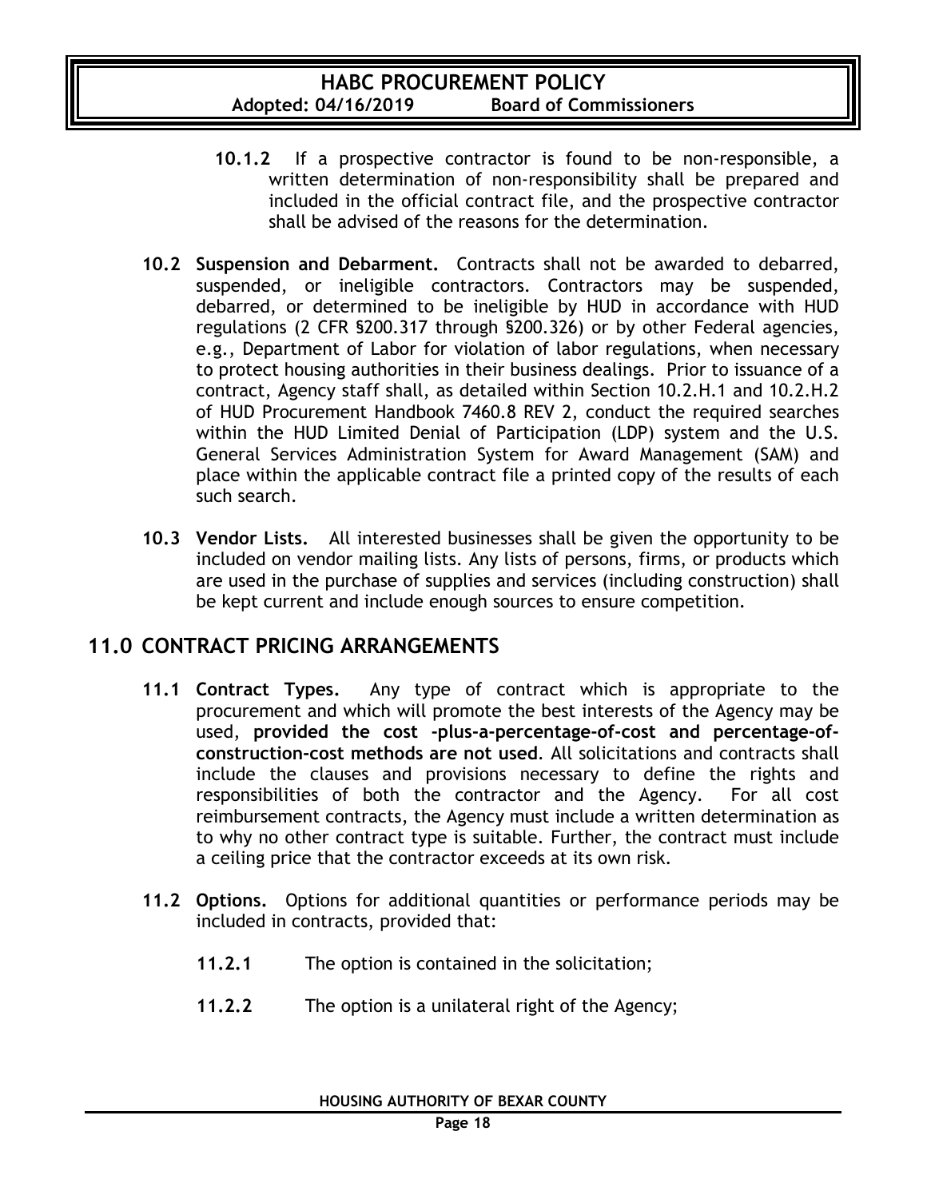**10.1.2** If a prospective contractor is found to be non-responsible, a written determination of non-responsibility shall be prepared and included in the official contract file, and the prospective contractor shall be advised of the reasons for the determination.

**10.2 Suspension and Debarment.** Contracts shall not be awarded to debarred, suspended, or ineligible contractors. Contractors may be suspended, debarred, or determined to be ineligible by HUD in accordance with HUD regulations (2 CFR §200.317 through §200.326) or by other Federal agencies, e.g., Department of Labor for violation of labor regulations, when necessary to protect housing authorities in their business dealings. Prior to issuance of a contract, Agency staff shall, as detailed within Section 10.2.H.1 and 10.2.H.2 of HUD Procurement Handbook 7460.8 REV 2, conduct the required searches within the HUD Limited Denial of Participation (LDP) system and the U.S. General Services Administration System for Award Management (SAM) and place within the applicable contract file a printed copy of the results of each such search.

**10.3 Vendor Lists.** All interested businesses shall be given the opportunity to be included on vendor mailing lists. Any lists of persons, firms, or products which are used in the purchase of supplies and services (including construction) shall be kept current and include enough sources to ensure competition.

## 11.0 CONTRACT PRICING ARRANGEMENTS

**11.1 Contract Types.** Any type of contract which is appropriate to the procurement and which will promote the best interests of the Agency may be used, **provided the cost -plus-a-percentage-of-cost and percentage-of-construction-cost methods are not used**. All solicitations and contracts shall include the clauses and provisions necessary to define the rights and responsibilities of both the contractor and the Agency. For all cost reimbursement contracts, the Agency must include a written determination as to why no other contract type is suitable. Further, the contract must include a ceiling price that the contractor exceeds at its own risk.

**11.2 Options.** Options for additional quantities or performance periods may be included in contracts, provided that:

**11.2.1** The option is contained in the solicitation;

**11.2.2** The option is a unilateral right of the Agency;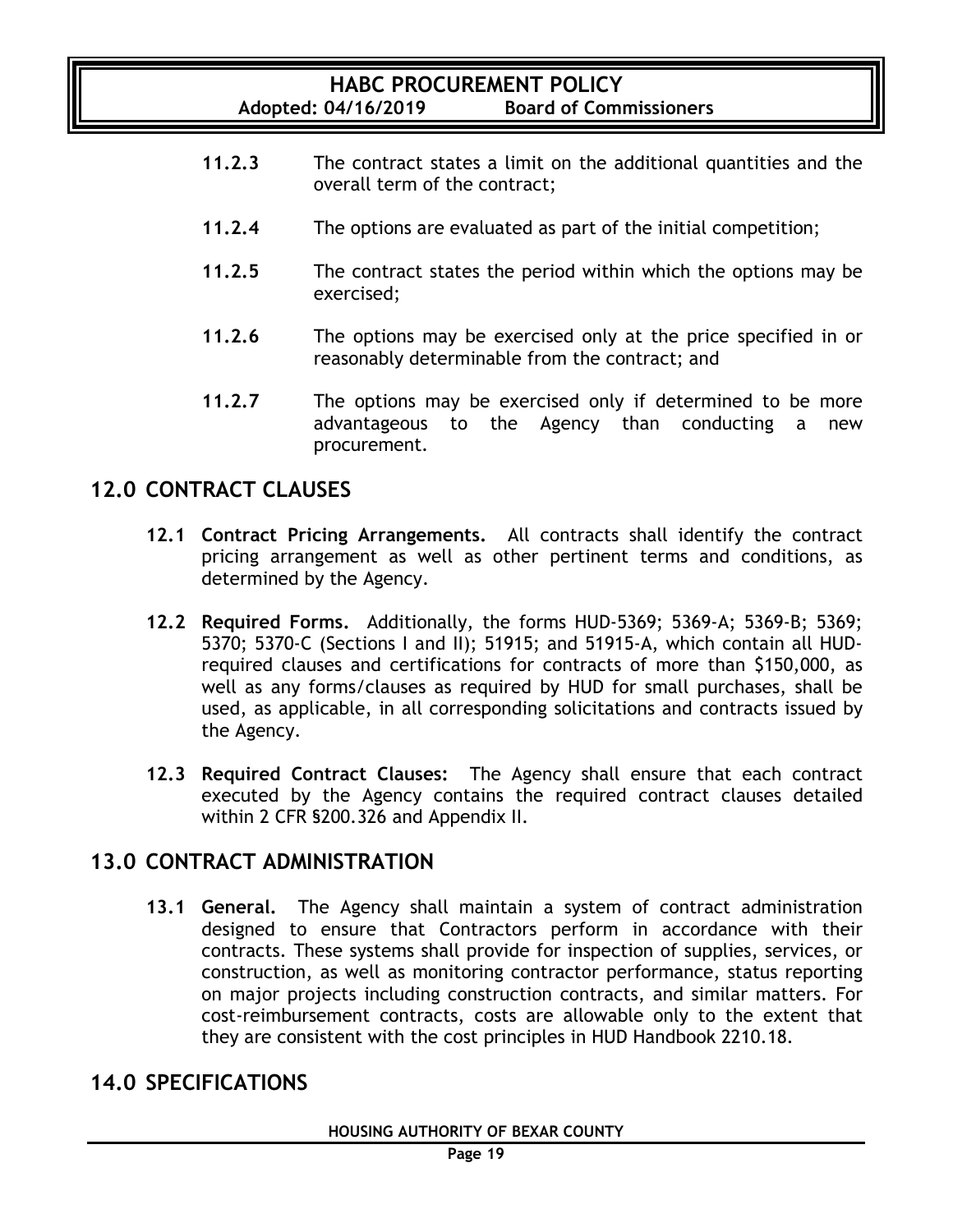**11.2.3** The contract states a limit on the additional quantities and the overall term of the contract;

**11.2.4** The options are evaluated as part of the initial competition;

**11.2.5** The contract states the period within which the options may be exercised;

**11.2.6** The options may be exercised only at the price specified in or reasonably determinable from the contract; and

**11.2.7** The options may be exercised only if determined to be more advantageous to the Agency than conducting a new procurement.

## 12.0 CONTRACT CLAUSES

**12.1 Contract Pricing Arrangements.** All contracts shall identify the contract pricing arrangement as well as other pertinent terms and conditions, as determined by the Agency.

**12.2 Required Forms.** Additionally, the forms HUD-5369; 5369-A; 5369-B; 5369; 5370; 5370-C (Sections I and II); 51915; and 51915-A, which contain all HUD-required clauses and certifications for contracts of more than $150,000, as well as any forms/clauses as required by HUD for small purchases, shall be used, as applicable, in all corresponding solicitations and contracts issued by the Agency.

**12.3 Required Contract Clauses:** The Agency shall ensure that each contract executed by the Agency contains the required contract clauses detailed within 2 CFR §200.326 and Appendix II.

## 13.0 CONTRACT ADMINISTRATION

**13.1 General.** The Agency shall maintain a system of contract administration designed to ensure that Contractors perform in accordance with their contracts. These systems shall provide for inspection of supplies, services, or construction, as well as monitoring contractor performance, status reporting on major projects including construction contracts, and similar matters. For cost-reimbursement contracts, costs are allowable only to the extent that they are consistent with the cost principles in HUD Handbook 2210.18.

## 14.0 SPECIFICATIONS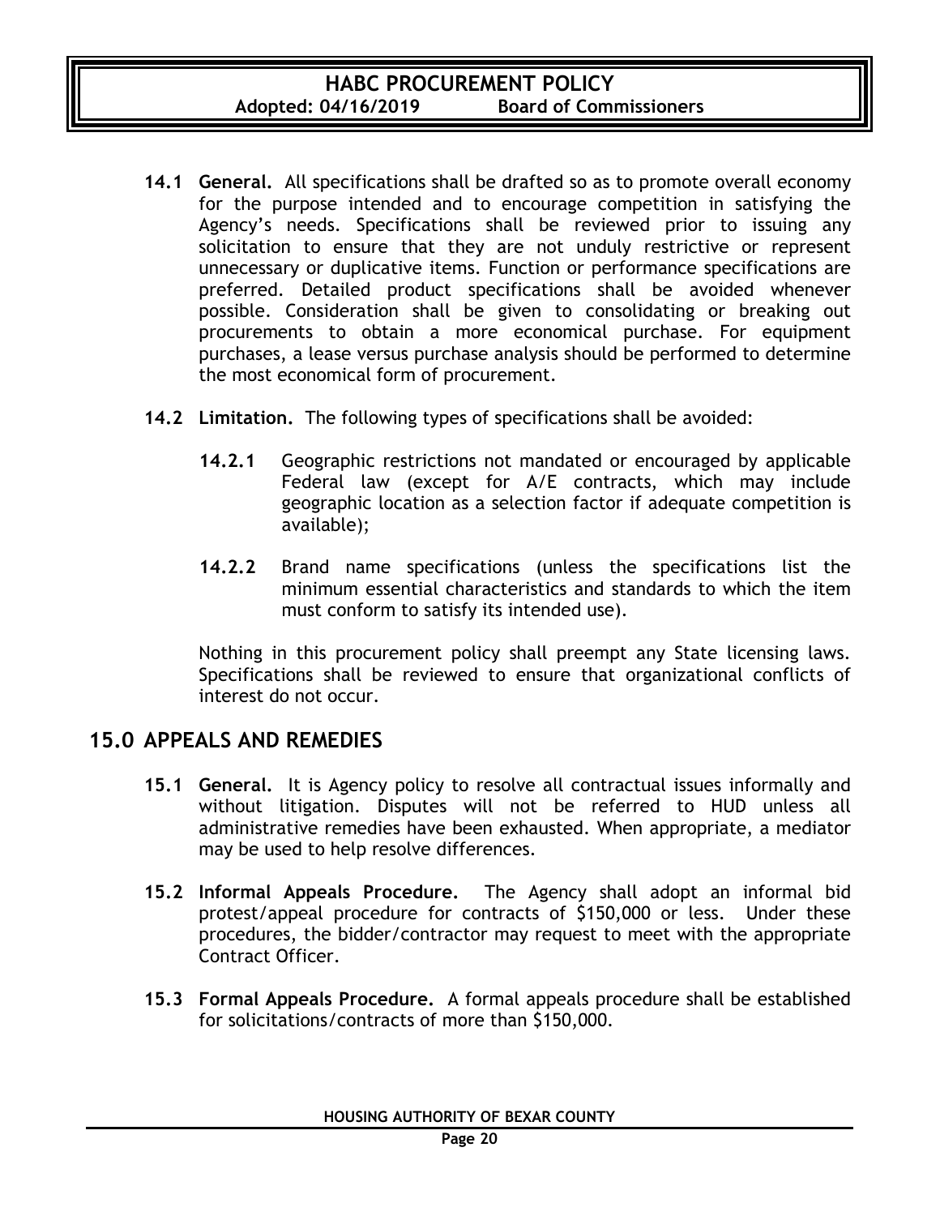**14.1 General.** All specifications shall be drafted so as to promote overall economy for the purpose intended and to encourage competition in satisfying the Agency's needs. Specifications shall be reviewed prior to issuing any solicitation to ensure that they are not unduly restrictive or represent unnecessary or duplicative items. Function or performance specifications are preferred. Detailed product specifications shall be avoided whenever possible. Consideration shall be given to consolidating or breaking out procurements to obtain a more economical purchase. For equipment purchases, a lease versus purchase analysis should be performed to determine the most economical form of procurement.

**14.2 Limitation.** The following types of specifications shall be avoided:

**14.2.1** Geographic restrictions not mandated or encouraged by applicable Federal law (except for A/E contracts, which may include geographic location as a selection factor if adequate competition is available);

**14.2.2** Brand name specifications (unless the specifications list the minimum essential characteristics and standards to which the item must conform to satisfy its intended use).

Nothing in this procurement policy shall preempt any State licensing laws. Specifications shall be reviewed to ensure that organizational conflicts of interest do not occur.

## 15.0 APPEALS AND REMEDIES

**15.1 General.** It is Agency policy to resolve all contractual issues informally and without litigation. Disputes will not be referred to HUD unless all administrative remedies have been exhausted. When appropriate, a mediator may be used to help resolve differences.

**15.2 Informal Appeals Procedure.** The Agency shall adopt an informal bid protest/appeal procedure for contracts of $150,000 or less. Under these procedures, the bidder/contractor may request to meet with the appropriate Contract Officer.

**15.3 Formal Appeals Procedure.** A formal appeals procedure shall be established for solicitations/contracts of more than $150,000.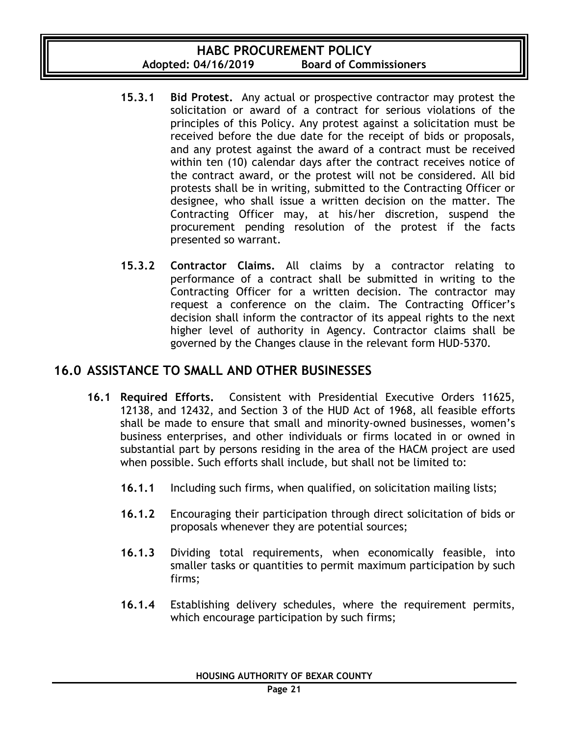**15.3.1 Bid Protest.** Any actual or prospective contractor may protest the solicitation or award of a contract for serious violations of the principles of this Policy. Any protest against a solicitation must be received before the due date for the receipt of bids or proposals, and any protest against the award of a contract must be received within ten (10) calendar days after the contract receives notice of the contract award, or the protest will not be considered. All bid protests shall be in writing, submitted to the Contracting Officer or designee, who shall issue a written decision on the matter. The Contracting Officer may, at his/her discretion, suspend the procurement pending resolution of the protest if the facts presented so warrant.

**15.3.2 Contractor Claims.** All claims by a contractor relating to performance of a contract shall be submitted in writing to the Contracting Officer for a written decision. The contractor may request a conference on the claim. The Contracting Officer's decision shall inform the contractor of its appeal rights to the next higher level of authority in Agency. Contractor claims shall be governed by the Changes clause in the relevant form HUD-5370.

## 16.0 ASSISTANCE TO SMALL AND OTHER BUSINESSES

**16.1 Required Efforts.** Consistent with Presidential Executive Orders 11625, 12138, and 12432, and Section 3 of the HUD Act of 1968, all feasible efforts shall be made to ensure that small and minority-owned businesses, women's business enterprises, and other individuals or firms located in or owned in substantial part by persons residing in the area of the HACM project are used when possible. Such efforts shall include, but shall not be limited to:

**16.1.1** Including such firms, when qualified, on solicitation mailing lists;

**16.1.2** Encouraging their participation through direct solicitation of bids or proposals whenever they are potential sources;

**16.1.3** Dividing total requirements, when economically feasible, into smaller tasks or quantities to permit maximum participation by such firms;

**16.1.4** Establishing delivery schedules, where the requirement permits, which encourage participation by such firms;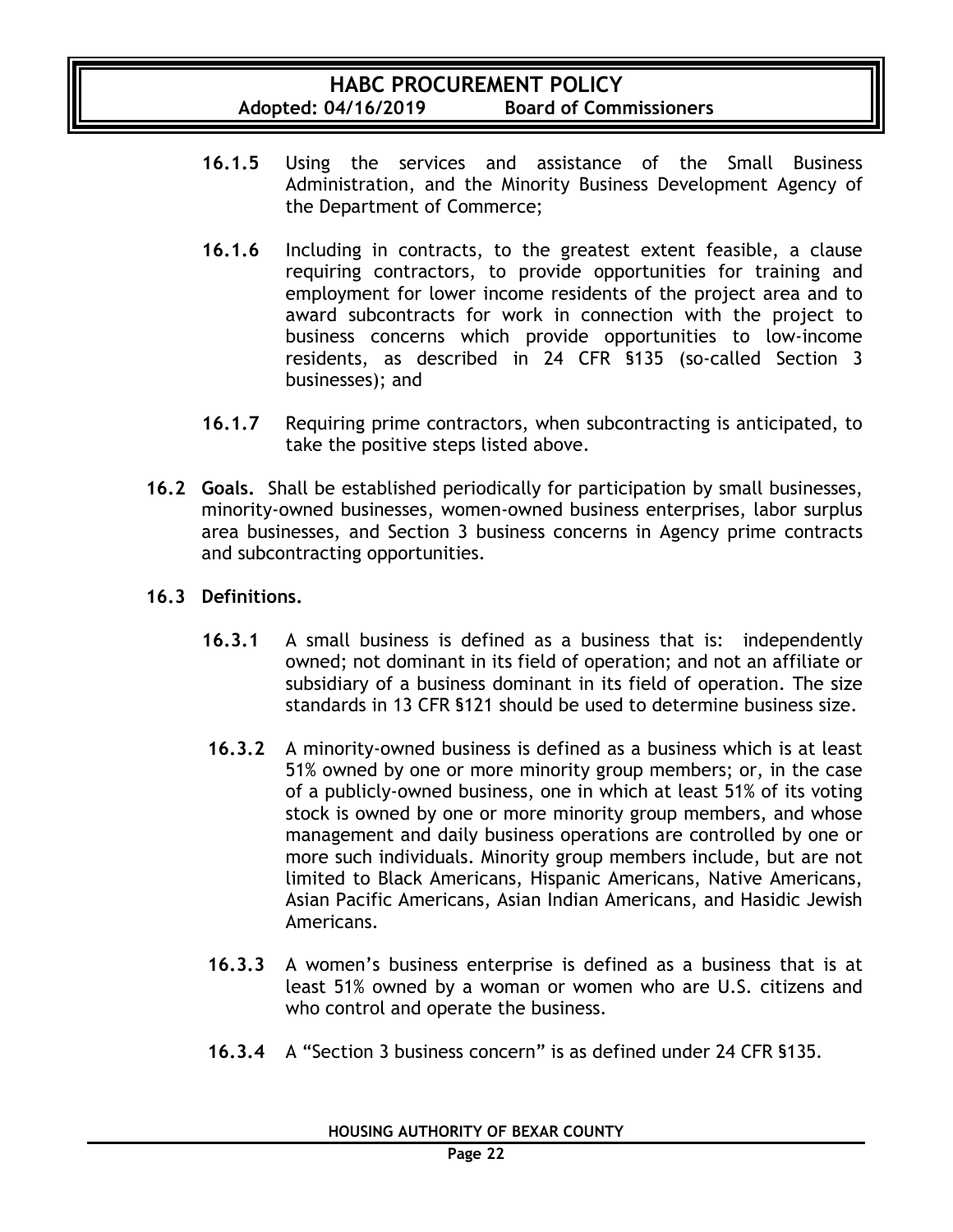**16.1.5** Using the services and assistance of the Small Business Administration, and the Minority Business Development Agency of the Department of Commerce;

**16.1.6** Including in contracts, to the greatest extent feasible, a clause requiring contractors, to provide opportunities for training and employment for lower income residents of the project area and to award subcontracts for work in connection with the project to business concerns which provide opportunities to low-income residents, as described in 24 CFR §135 (so-called Section 3 businesses); and

**16.1.7** Requiring prime contractors, when subcontracting is anticipated, to take the positive steps listed above.

**16.2 Goals.** Shall be established periodically for participation by small businesses, minority-owned businesses, women-owned business enterprises, labor surplus area businesses, and Section 3 business concerns in Agency prime contracts and subcontracting opportunities.

**16.3 Definitions.**

**16.3.1** A small business is defined as a business that is: independently owned; not dominant in its field of operation; and not an affiliate or subsidiary of a business dominant in its field of operation. The size standards in 13 CFR §121 should be used to determine business size.

**16.3.2** A minority-owned business is defined as a business which is at least 51% owned by one or more minority group members; or, in the case of a publicly-owned business, one in which at least 51% of its voting stock is owned by one or more minority group members, and whose management and daily business operations are controlled by one or more such individuals. Minority group members include, but are not limited to Black Americans, Hispanic Americans, Native Americans, Asian Pacific Americans, Asian Indian Americans, and Hasidic Jewish Americans.

**16.3.3** A women's business enterprise is defined as a business that is at least 51% owned by a woman or women who are U.S. citizens and who control and operate the business.

**16.3.4** A "Section 3 business concern" is as defined under 24 CFR §135.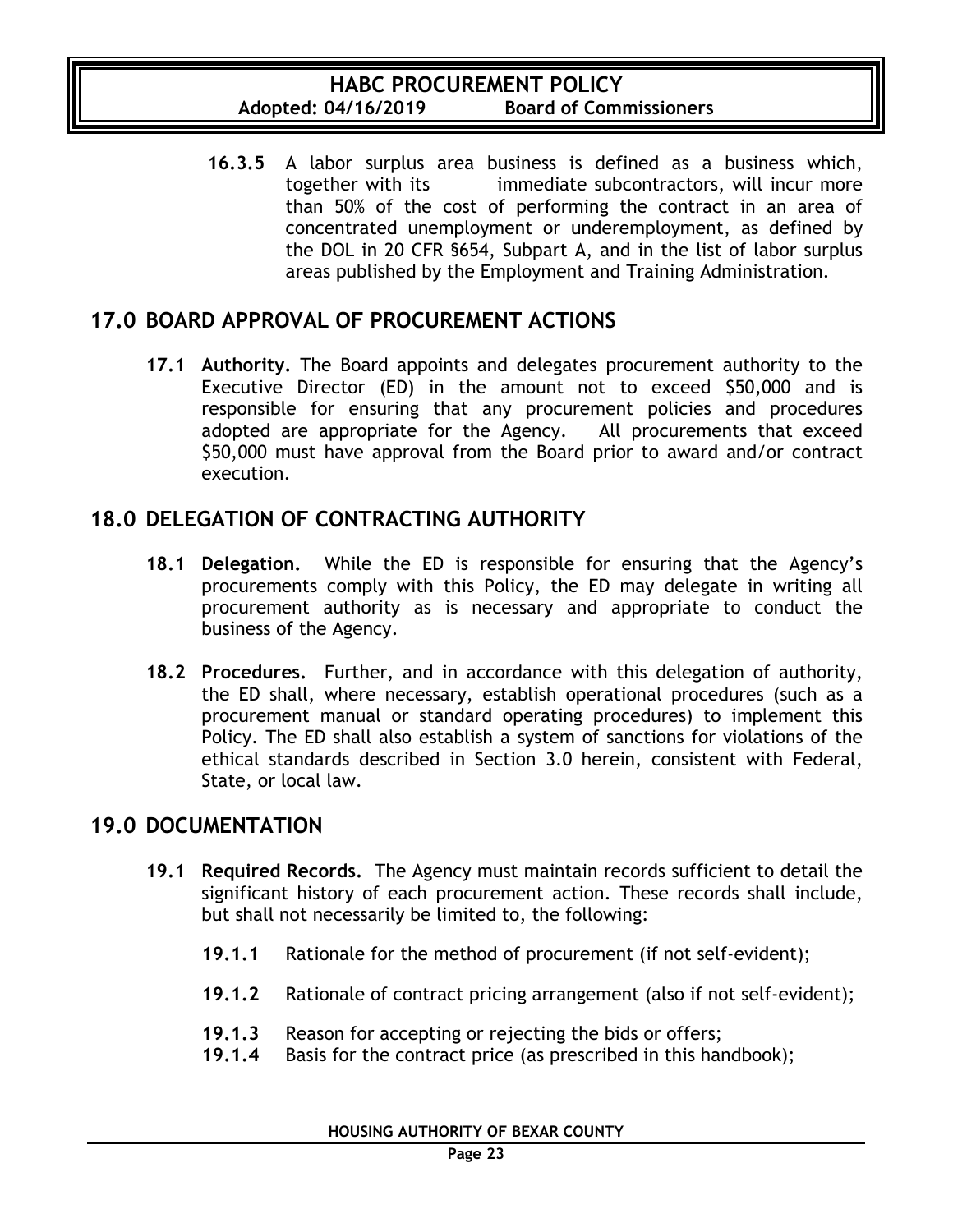**16.3.5** A labor surplus area business is defined as a business which, together with its immediate subcontractors, will incur more than 50% of the cost of performing the contract in an area of concentrated unemployment or underemployment, as defined by the DOL in 20 CFR §654, Subpart A, and in the list of labor surplus areas published by the Employment and Training Administration.

## 17.0 BOARD APPROVAL OF PROCUREMENT ACTIONS

**17.1 Authority.** The Board appoints and delegates procurement authority to the Executive Director (ED) in the amount not to exceed $50,000 and is responsible for ensuring that any procurement policies and procedures adopted are appropriate for the Agency. All procurements that exceed $50,000 must have approval from the Board prior to award and/or contract execution.

## 18.0 DELEGATION OF CONTRACTING AUTHORITY

**18.1 Delegation.** While the ED is responsible for ensuring that the Agency's procurements comply with this Policy, the ED may delegate in writing all procurement authority as is necessary and appropriate to conduct the business of the Agency.

**18.2 Procedures.** Further, and in accordance with this delegation of authority, the ED shall, where necessary, establish operational procedures (such as a procurement manual or standard operating procedures) to implement this Policy. The ED shall also establish a system of sanctions for violations of the ethical standards described in Section 3.0 herein, consistent with Federal, State, or local law.

## 19.0 DOCUMENTATION

**19.1 Required Records.** The Agency must maintain records sufficient to detail the significant history of each procurement action. These records shall include, but shall not necessarily be limited to, the following:

**19.1.1** Rationale for the method of procurement (if not self-evident);

**19.1.2** Rationale of contract pricing arrangement (also if not self-evident);

**19.1.3** Reason for accepting or rejecting the bids or offers;

**19.1.4** Basis for the contract price (as prescribed in this handbook);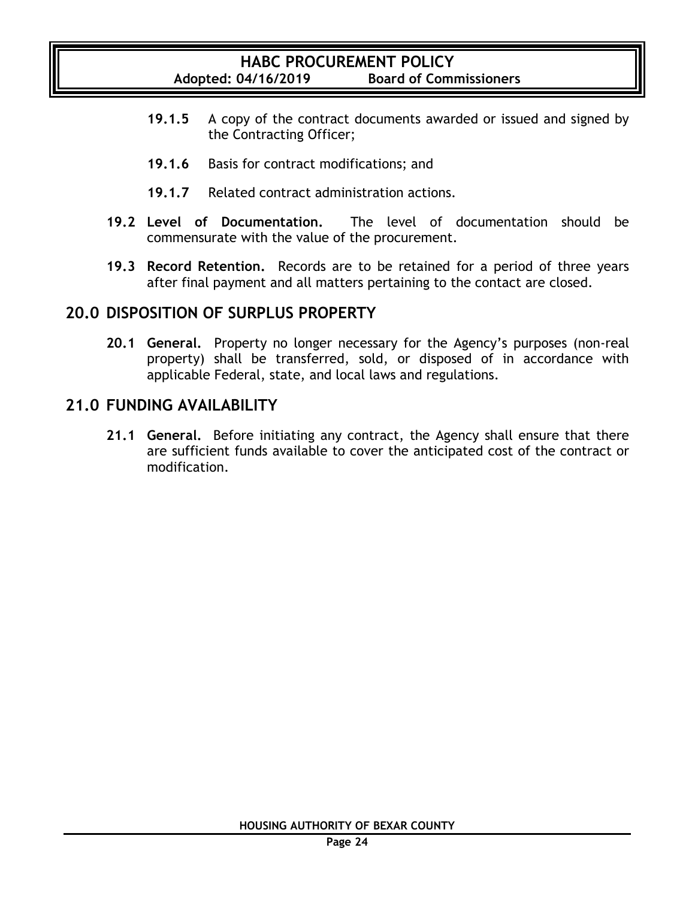**19.1.5** A copy of the contract documents awarded or issued and signed by the Contracting Officer;

**19.1.6** Basis for contract modifications; and

**19.1.7** Related contract administration actions.

**19.2 Level of Documentation.** The level of documentation should be commensurate with the value of the procurement.

**19.3 Record Retention.** Records are to be retained for a period of three years after final payment and all matters pertaining to the contact are closed.

## 20.0 DISPOSITION OF SURPLUS PROPERTY

**20.1 General.** Property no longer necessary for the Agency's purposes (non-real property) shall be transferred, sold, or disposed of in accordance with applicable Federal, state, and local laws and regulations.

## 21.0 FUNDING AVAILABILITY

**21.1 General.** Before initiating any contract, the Agency shall ensure that there are sufficient funds available to cover the anticipated cost of the contract or modification.